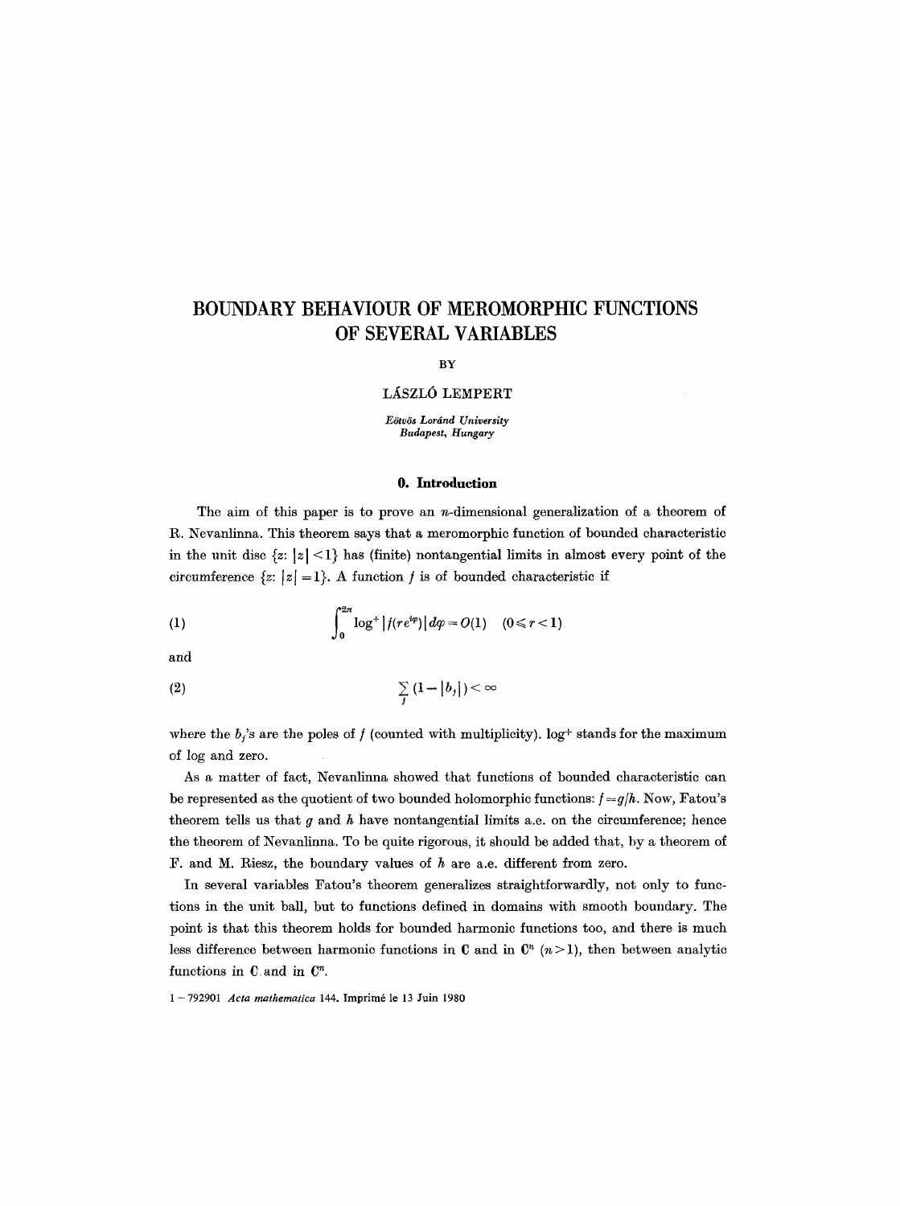# BOUNDARY BEHAVIOUR OF MEROMORPHIC FUNCTIONS OF SEVERAL VARIABLES

BY

LÁSZLÓ LEMPERT

*Eötvös Loránd University*
*Budapest, Hungary*

## 0. Introduction

The aim of this paper is to prove an $n$-dimensional generalization of a theorem of R. Nevanlinna. This theorem says that a meromorphic function of bounded characteristic in the unit disc $\{z: |z| < 1\}$ has (finite) nontangential limits in almost every point of the circumference $\{z: |z| = 1\}$. A function $f$ is of bounded characteristic if

$$\int_0^{2\pi} \log^+ |f(re^{i\varphi})| \, d\varphi = O(1) \quad (0 \leq r < 1) \tag{1}$$

and

$$\sum_j (1 - |b_j|) < \infty \tag{2}$$

where the $b_j$'s are the poles of $f$ (counted with multiplicity). $\log^+$ stands for the maximum of log and zero.

As a matter of fact, Nevanlinna showed that functions of bounded characteristic can be represented as the quotient of two bounded holomorphic functions: $f = g/h$. Now, Fatou's theorem tells us that $g$ and $h$ have nontangential limits a.e. on the circumference; hence the theorem of Nevanlinna. To be quite rigorous, it should be added that, by a theorem of F. and M. Riesz, the boundary values of $h$ are a.e. different from zero.

In several variables Fatou's theorem generalizes straightforwardly, not only to functions in the unit ball, but to functions defined in domains with smooth boundary. The point is that this theorem holds for bounded harmonic functions too, and there is much less difference between harmonic functions in $\mathbf{C}$ and in $\mathbf{C}^n$ $(n > 1)$, then between analytic functions in $\mathbf{C}$ and in $\mathbf{C}^n$.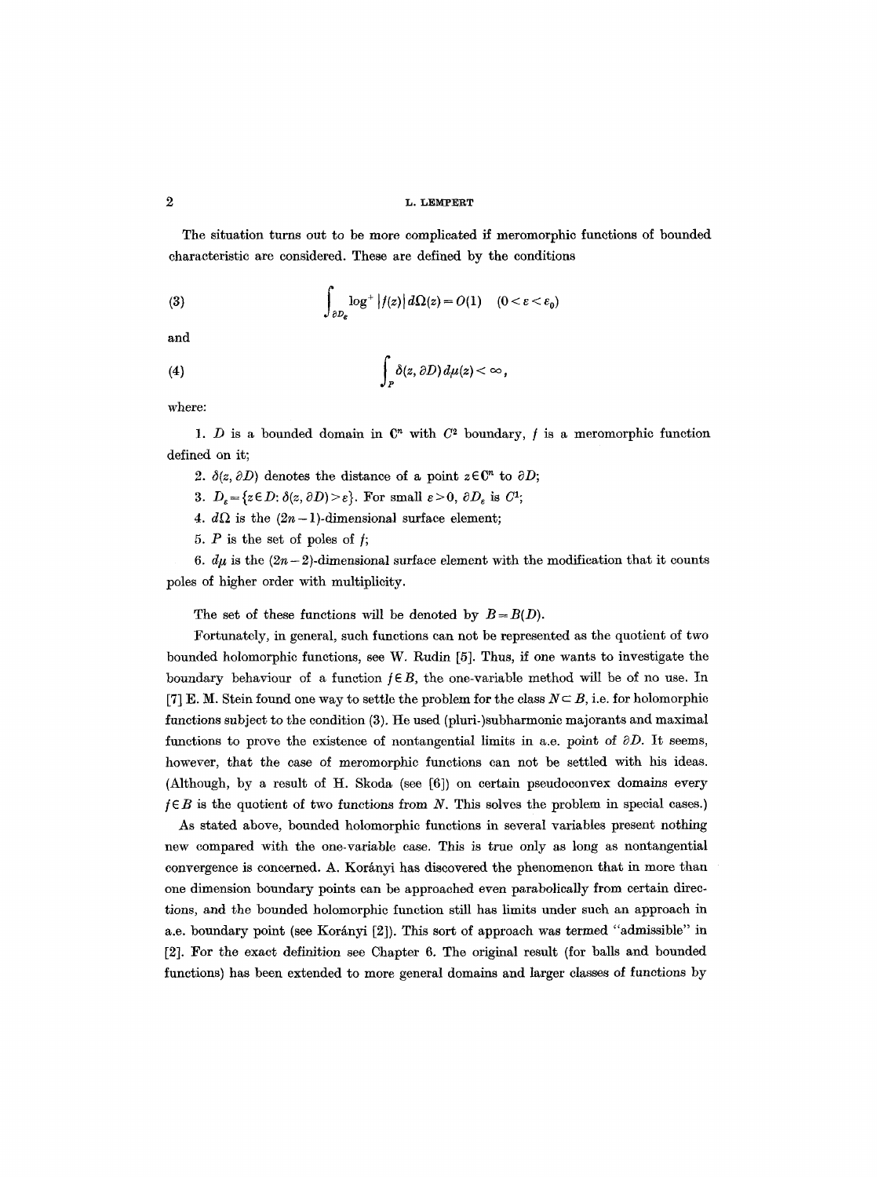The situation turns out to be more complicated if meromorphic functions of bounded characteristic are considered. These are defined by the conditions

$$\int_{\partial D_\varepsilon} \log^+ |f(z)|\, d\Omega(z) = O(1) \quad (0 < \varepsilon < \varepsilon_0) \tag{3}$$

and

$$\int_P \delta(z, \partial D)\, d\mu(z) < \infty, \tag{4}$$

where:

1. $D$ is a bounded domain in $\mathbf{C}^n$ with $C^2$ boundary, $f$ is a meromorphic function defined on it;

2. $\delta(z, \partial D)$ denotes the distance of a point $z \in \mathbf{C}^n$ to $\partial D$;

3. $D_\varepsilon = \{z \in D: \delta(z, \partial D) > \varepsilon\}$. For small $\varepsilon > 0$, $\partial D_\varepsilon$ is $C^1$;

4. $d\Omega$ is the $(2n-1)$-dimensional surface element;

5. $P$ is the set of poles of $f$;

6. $d\mu$ is the $(2n-2)$-dimensional surface element with the modification that it counts poles of higher order with multiplicity.

The set of these functions will be denoted by $B = B(D)$.

Fortunately, in general, such functions can not be represented as the quotient of two bounded holomorphic functions, see W. Rudin [5]. Thus, if one wants to investigate the boundary behaviour of a function $f \in B$, the one-variable method will be of no use. In [7] E. M. Stein found one way to settle the problem for the class $N \subset B$, i.e. for holomorphic functions subject to the condition (3). He used (pluri-)subharmonic majorants and maximal functions to prove the existence of nontangential limits in a.e. point of $\partial D$. It seems, however, that the case of meromorphic functions can not be settled with his ideas. (Although, by a result of H. Skoda (see [6]) on certain pseudoconvex domains every $f \in B$ is the quotient of two functions from $N$. This solves the problem in special cases.)

As stated above, bounded holomorphic functions in several variables present nothing new compared with the one-variable case. This is true only as long as nontangential convergence is concerned. A. Korányi has discovered the phenomenon that in more than one dimension boundary points can be approached even parabolically from certain directions, and the bounded holomorphic function still has limits under such an approach in a.e. boundary point (see Korányi [2]). This sort of approach was termed "admissible" in [2]. For the exact definition see Chapter 6. The original result (for balls and bounded functions) has been extended to more general domains and larger classes of functions by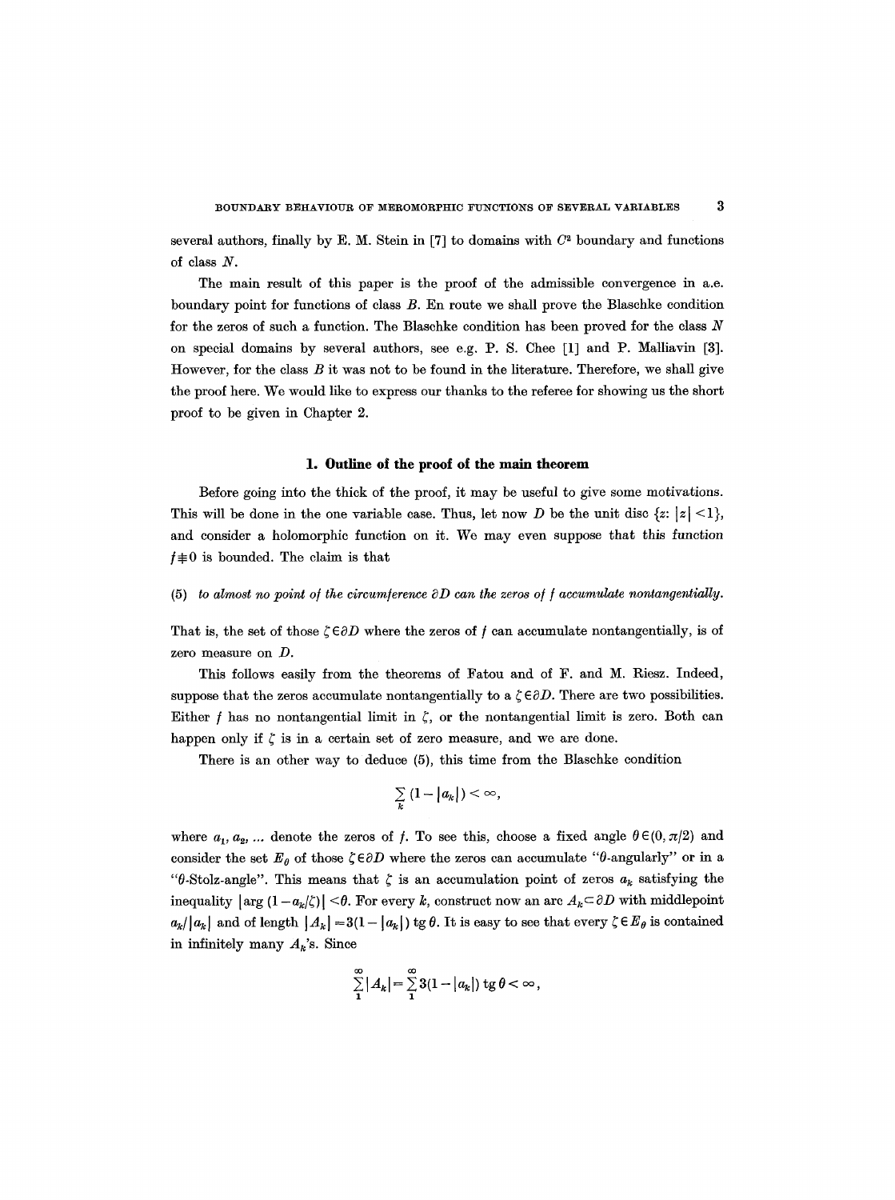several authors, finally by E. M. Stein in [7] to domains with $C^2$ boundary and functions of class $N$.

The main result of this paper is the proof of the admissible convergence in a.e. boundary point for functions of class $B$. En route we shall prove the Blaschke condition for the zeros of such a function. The Blaschke condition has been proved for the class $N$ on special domains by several authors, see e.g. P. S. Chee [1] and P. Malliavin [3]. However, for the class $B$ it was not to be found in the literature. Therefore, we shall give the proof here. We would like to express our thanks to the referee for showing us the short proof to be given in Chapter 2.

## 1. Outline of the proof of the main theorem

Before going into the thick of the proof, it may be useful to give some motivations. This will be done in the one variable case. Thus, let now $D$ be the unit disc $\{z: |z|<1\}$, and consider a holomorphic function on it. We may even suppose that this function $f \not\equiv 0$ is bounded. The claim is that

(5) *to almost no point of the circumference $\partial D$ can the zeros of $f$ accumulate nontangentially.*

That is, the set of those $\zeta \in \partial D$ where the zeros of $f$ can accumulate nontangentially, is of zero measure on $D$.

This follows easily from the theorems of Fatou and of F. and M. Riesz. Indeed, suppose that the zeros accumulate nontangentially to a $\zeta \in \partial D$. There are two possibilities. Either $f$ has no nontangential limit in $\zeta$, or the nontangential limit is zero. Both can happen only if $\zeta$ is in a certain set of zero measure, and we are done.

There is an other way to deduce (5), this time from the Blaschke condition

$$\sum_k (1-|a_k|) < \infty,$$

where $a_1, a_2, \ldots$ denote the zeros of $f$. To see this, choose a fixed angle $\theta \in (0, \pi/2)$ and consider the set $E_\theta$ of those $\zeta \in \partial D$ where the zeros can accumulate "$\theta$-angularly" or in a "$\theta$-Stolz-angle". This means that $\zeta$ is an accumulation point of zeros $a_k$ satisfying the inequality $|\arg(1-a_k/\zeta)| < \theta$. For every $k$, construct now an arc $A_k \subset \partial D$ with middlepoint $a_k/|a_k|$ and of length $|A_k| = 3(1-|a_k|)\operatorname{tg}\theta$. It is easy to see that every $\zeta \in E_\theta$ is contained in infinitely many $A_k$'s. Since

$$\sum_1^\infty |A_k| = \sum_1^\infty 3(1-|a_k|)\operatorname{tg}\theta < \infty,$$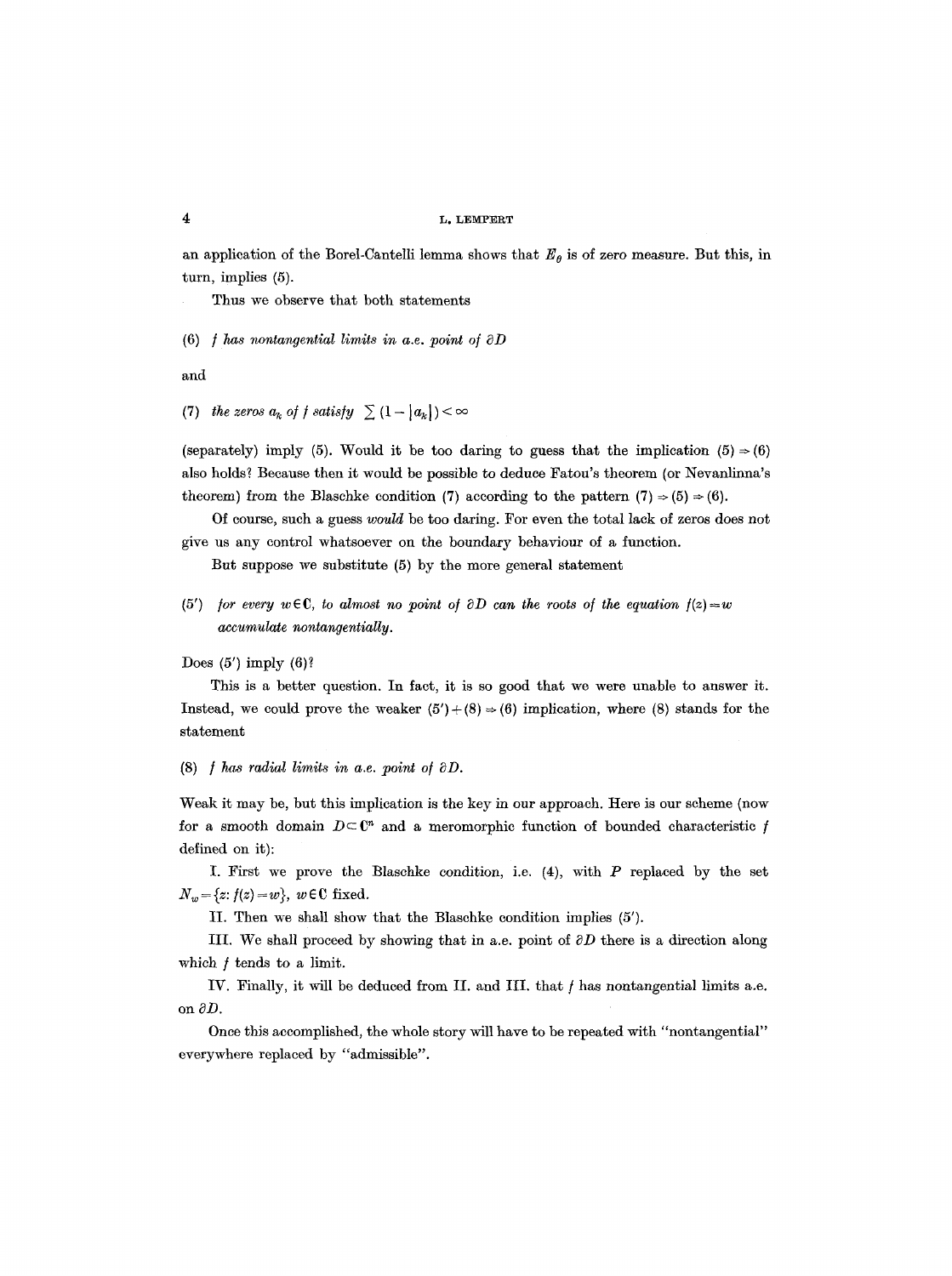an application of the Borel-Cantelli lemma shows that $E_\theta$ is of zero measure. But this, in turn, implies (5).

Thus we observe that both statements

(6) *$f$ has nontangential limits in a.e. point of $\partial D$*

and

(7) *the zeros $a_k$ of $f$ satisfy* $\sum (1-|a_k|)<\infty$

(separately) imply (5). Would it be too daring to guess that the implication (5) $\Rightarrow$ (6) also holds? Because then it would be possible to deduce Fatou's theorem (or Nevanlinna's theorem) from the Blaschke condition (7) according to the pattern (7) $\Rightarrow$ (5) $\Rightarrow$ (6).

Of course, such a guess *would* be too daring. For even the total lack of zeros does not give us any control whatsoever on the boundary behaviour of a function.

But suppose we substitute (5) by the more general statement

(5′) *for every $w \in \mathbf{C}$, to almost no point of $\partial D$ can the roots of the equation $f(z)=w$ accumulate nontangentially.*

Does (5′) imply (6)?

This is a better question. In fact, it is so good that we were unable to answer it. Instead, we could prove the weaker (5′) + (8) $\Rightarrow$ (6) implication, where (8) stands for the statement

(8) *$f$ has radial limits in a.e. point of $\partial D$.*

Weak it may be, but this implication is the key in our approach. Here is our scheme (now for a smooth domain $D \subset \mathbf{C}^n$ and a meromorphic function of bounded characteristic $f$ defined on it):

I. First we prove the Blaschke condition, i.e. (4), with $P$ replaced by the set $N_w=\{z\colon f(z)=w\}$, $w \in \mathbf{C}$ fixed.

II. Then we shall show that the Blaschke condition implies (5′).

III. We shall proceed by showing that in a.e. point of $\partial D$ there is a direction along which $f$ tends to a limit.

IV. Finally, it will be deduced from II. and III. that $f$ has nontangential limits a.e. on $\partial D$.

Once this accomplished, the whole story will have to be repeated with "nontangential" everywhere replaced by "admissible".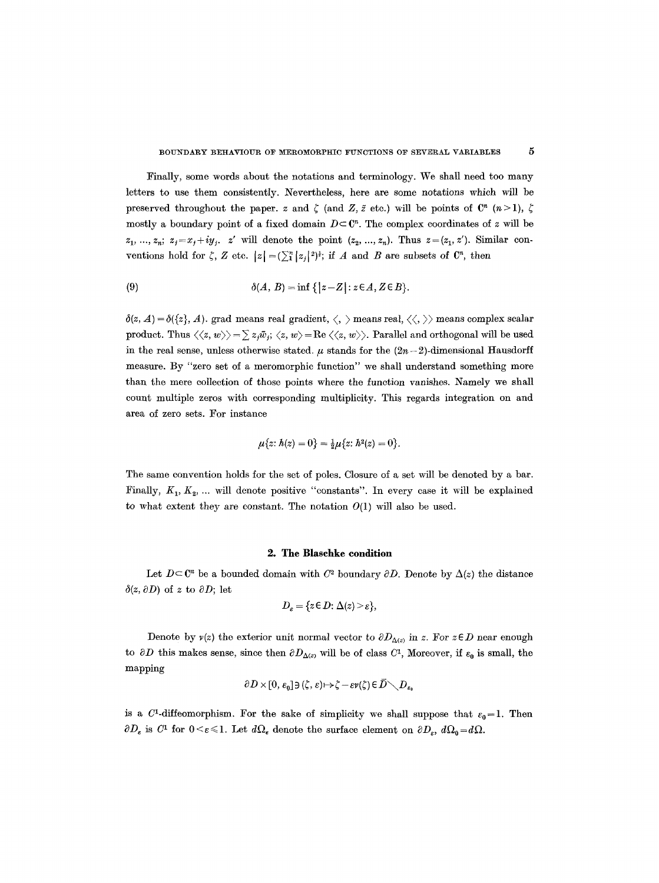Finally, some words about the notations and terminology. We shall need too many letters to use them consistently. Nevertheless, here are some notations which will be preserved throughout the paper. $z$ and $\zeta$ (and $Z$, $\tilde{z}$ etc.) will be points of $\mathbf{C}^n$ $(n>1)$, $\zeta$ mostly a boundary point of a fixed domain $D\subset\mathbf{C}^n$. The complex coordinates of $z$ will be $z_1, ..., z_n$; $z_j = x_j + iy_j$. $z'$ will denote the point $(z_2, ..., z_n)$. Thus $z=(z_1, z')$. Similar conventions hold for $\zeta$, $Z$ etc. $|z| = (\sum_1^n |z_j|^2)^{\frac{1}{2}}$; if $A$ and $B$ are subsets of $\mathbf{C}^n$, then

$$\delta(A, B) = \inf\{|z-Z| : z\in A, Z\in B\}. \tag{9}$$

$\delta(z, A) = \delta(\{z\}, A)$. grad means real gradient, $\langle , \rangle$ means real, $\langle\langle , \rangle\rangle$ means complex scalar product. Thus $\langle\langle z, w\rangle\rangle = \sum z_j \bar{w}_j$; $\langle z, w\rangle = \operatorname{Re}\langle\langle z, w\rangle\rangle$. Parallel and orthogonal will be used in the real sense, unless otherwise stated. $\mu$ stands for the $(2n-2)$-dimensional Hausdorff measure. By "zero set of a meromorphic function" we shall understand something more than the mere collection of those points where the function vanishes. Namely we shall count multiple zeros with corresponding multiplicity. This regards integration on and area of zero sets. For instance

$$\mu\{z: h(z)=0\} = \tfrac{1}{2}\mu\{z: h^2(z)=0\}.$$

The same convention holds for the set of poles. Closure of a set will be denoted by a bar. Finally, $K_1, K_2, ...$ will denote positive "constants". In every case it will be explained to what extent they are constant. The notation $O(1)$ will also be used.

## 2. The Blaschke condition

Let $D\subset\mathbf{C}^n$ be a bounded domain with $C^2$ boundary $\partial D$. Denote by $\Delta(z)$ the distance $\delta(z, \partial D)$ of $z$ to $\partial D$; let

$$D_\varepsilon = \{z\in D: \Delta(z) > \varepsilon\},$$

Denote by $\nu(z)$ the exterior unit normal vector to $\partial D_{\Delta(z)}$ in $z$. For $z\in D$ near enough to $\partial D$ this makes sense, since then $\partial D_{\Delta(z)}$ will be of class $C^1$, Moreover, if $\varepsilon_0$ is small, the mapping

$$\partial D\times[0, \varepsilon_0] \ni (\zeta, \varepsilon) \mapsto \zeta - \varepsilon\nu(\zeta) \in \bar{D}\setminus D_{\varepsilon_0}$$

is a $C^1$-diffeomorphism. For the sake of simplicity we shall suppose that $\varepsilon_0 = 1$. Then $\partial D_\varepsilon$ is $C^1$ for $0<\varepsilon\leqslant 1$. Let $d\Omega_\varepsilon$ denote the surface element on $\partial D_\varepsilon$, $d\Omega_0 = d\Omega$.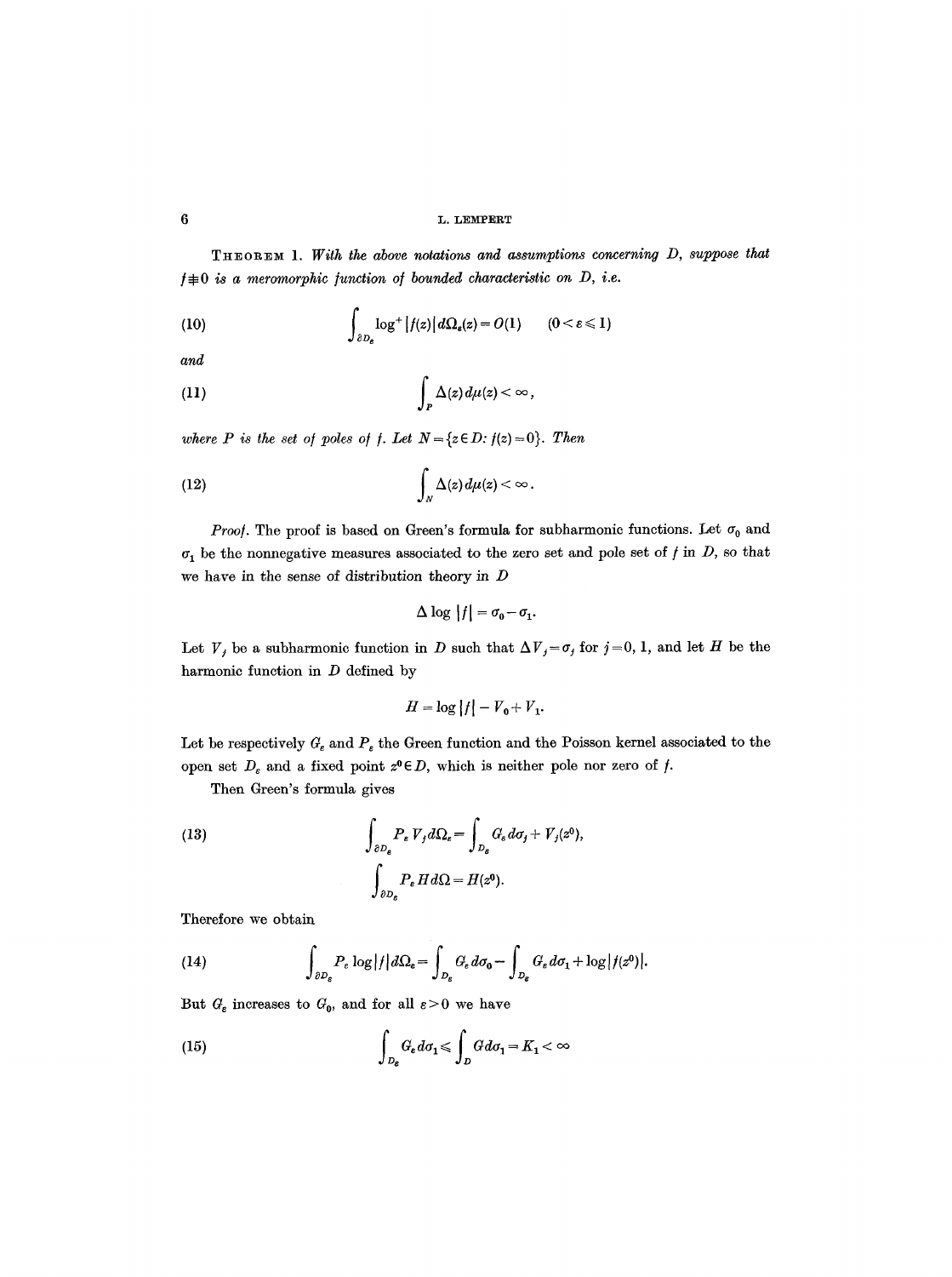**Theorem 1.** *With the above notations and assumptions concerning $D$, suppose that $f \not\equiv 0$ is a meromorphic function of bounded characteristic on $D$, i.e.*

$$\int_{\partial D_\varepsilon} \log^+ |f(z)| \, d\Omega_\varepsilon(z) = O(1) \qquad (0 < \varepsilon \leqslant 1) \tag{10}$$

*and*

$$\int_P \Delta(z) \, d\mu(z) < \infty, \tag{11}$$

*where $P$ is the set of poles of $f$. Let $N = \{z \in D : f(z) = 0\}$. Then*

$$\int_N \Delta(z) \, d\mu(z) < \infty. \tag{12}$$

*Proof.* The proof is based on Green's formula for subharmonic functions. Let $\sigma_0$ and $\sigma_1$ be the nonnegative measures associated to the zero set and pole set of $f$ in $D$, so that we have in the sense of distribution theory in $D$

$$\Delta \log |f| = \sigma_0 - \sigma_1.$$

Let $V_j$ be a subharmonic function in $D$ such that $\Delta V_j = \sigma_j$ for $j = 0, 1$, and let $H$ be the harmonic function in $D$ defined by

$$H = \log |f| - V_0 + V_1.$$

Let be respectively $G_\varepsilon$ and $P_\varepsilon$ the Green function and the Poisson kernel associated to the open set $D_\varepsilon$ and a fixed point $z^0 \in D$, which is neither pole nor zero of $f$.

Then Green's formula gives

$$\int_{\partial D_\varepsilon} P_\varepsilon V_j \, d\Omega_\varepsilon = \int_{D_\varepsilon} G_\varepsilon \, d\sigma_j + V_j(z^0), \tag{13}$$

$$\int_{\partial D_\varepsilon} P_\varepsilon H \, d\Omega = H(z^0).$$

Therefore we obtain

$$\int_{\partial D_\varepsilon} P_\varepsilon \log |f| \, d\Omega_\varepsilon = \int_{D_\varepsilon} G_\varepsilon \, d\sigma_0 - \int_{D_\varepsilon} G_\varepsilon \, d\sigma_1 + \log |f(z^0)|. \tag{14}$$

But $G_\varepsilon$ increases to $G_0$, and for all $\varepsilon > 0$ we have

$$\int_{D_\varepsilon} G_\varepsilon \, d\sigma_1 \leqslant \int_D G \, d\sigma_1 = K_1 < \infty \tag{15}$$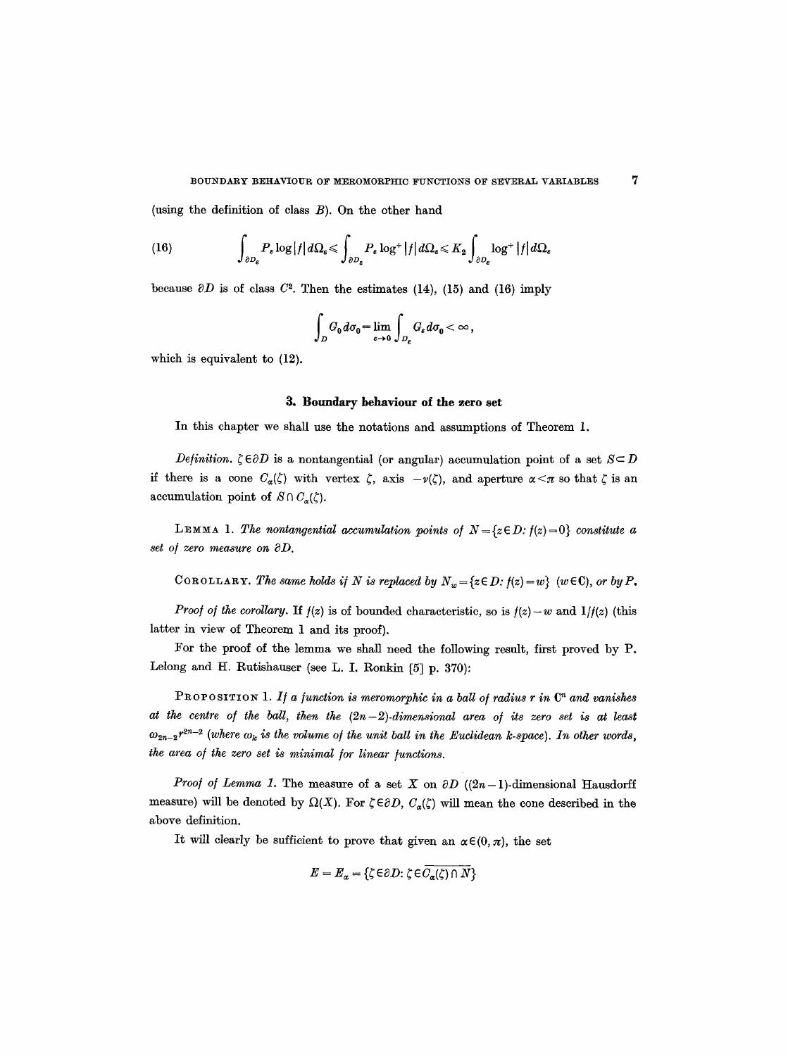(using the definition of class $B$). On the other hand

$$\int_{\partial D_\varepsilon} P_\varepsilon \log|f|\, d\Omega_\varepsilon \leqslant \int_{\partial D_\varepsilon} P_\varepsilon \log^+|f|\, d\Omega_\varepsilon \leqslant K_2 \int_{\partial D_\varepsilon} \log^+|f|\, d\Omega_\varepsilon \tag{16}$$

because $\partial D$ is of class $C^2$. Then the estimates (14), (15) and (16) imply

$$\int_D G_0\, d\sigma_0 = \lim_{\varepsilon \to 0} \int_{D_\varepsilon} G_\varepsilon\, d\sigma_0 < \infty,$$

which is equivalent to (12).

## 3. Boundary behaviour of the zero set

In this chapter we shall use the notations and assumptions of Theorem 1.

*Definition.* $\zeta \in \partial D$ is a nontangential (or angular) accumulation point of a set $S \subset D$ if there is a cone $C_\alpha(\zeta)$ with vertex $\zeta$, axis $-\nu(\zeta)$, and aperture $\alpha < \pi$ so that $\zeta$ is an accumulation point of $S \cap C_\alpha(\zeta)$.

LEMMA 1. *The nontangential accumulation points of $N = \{z \in D: f(z) = 0\}$ constitute a set of zero measure on $\partial D$.*

COROLLARY. *The same holds if $N$ is replaced by $N_w = \{z \in D: f(z) = w\}$ ($w \in \mathbf{C}$), or by $P$.*

*Proof of the corollary.* If $f(z)$ is of bounded characteristic, so is $f(z) - w$ and $1/f(z)$ (this latter in view of Theorem 1 and its proof).

For the proof of the lemma we shall need the following result, first proved by P. Lelong and H. Rutishauser (see L. I. Ronkin [5] p. 370):

PROPOSITION 1. *If a function is meromorphic in a ball of radius $r$ in $\mathbf{C}^n$ and vanishes at the centre of the ball, then the $(2n-2)$-dimensional area of its zero set is at least $\omega_{2n-2} r^{2n-2}$ (where $\omega_k$ is the volume of the unit ball in the Euclidean $k$-space). In other words, the area of the zero set is minimal for linear functions.*

*Proof of Lemma 1.* The measure of a set $X$ on $\partial D$ ($(2n-1)$-dimensional Hausdorff measure) will be denoted by $\Omega(X)$. For $\zeta \in \partial D$, $C_\alpha(\zeta)$ will mean the cone described in the above definition.

It will clearly be sufficient to prove that given an $\alpha \in (0, \pi)$, the set

$$E = E_\alpha = \{\zeta \in \partial D : \zeta \in \overline{C_\alpha(\zeta) \cap N}\}$$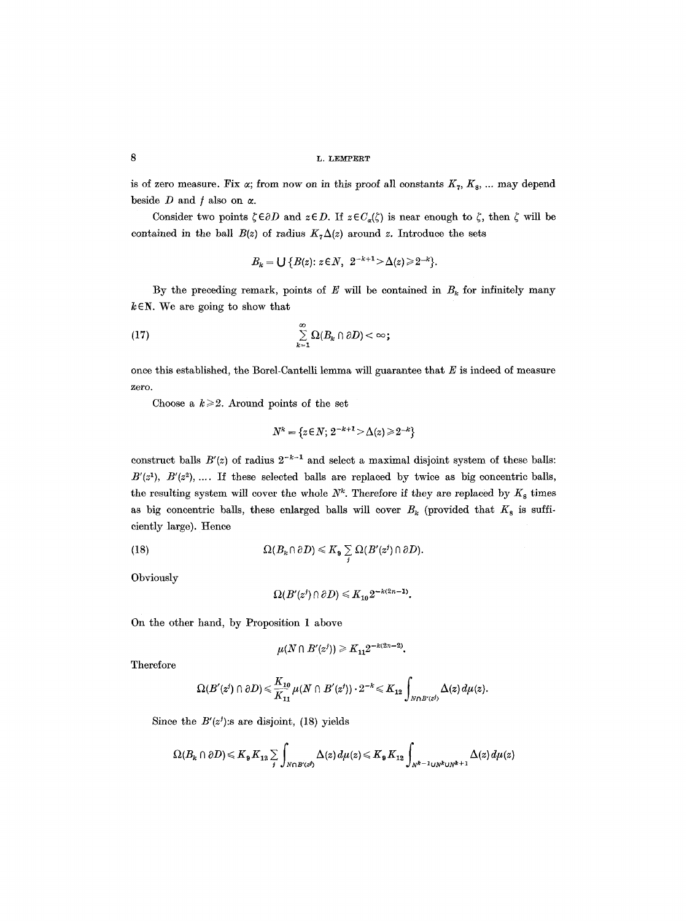is of zero measure. Fix $\alpha$; from now on in this proof all constants $K_7, K_8, \ldots$ may depend beside $D$ and $f$ also on $\alpha$.

Consider two points $\zeta \in \partial D$ and $z \in D$. If $z \in C_\alpha(\zeta)$ is near enough to $\zeta$, then $\zeta$ will be contained in the ball $B(z)$ of radius $K_7 \Delta(z)$ around $z$. Introduce the sets

$$B_k = \bigcup \{B(z) \colon z \in N,\ 2^{-k+1} > \Delta(z) \geqslant 2^{-k}\}.$$

By the preceding remark, points of $E$ will be contained in $B_k$ for infinitely many $k \in \mathbf{N}$. We are going to show that

$$\sum_{k=1}^{\infty} \Omega(B_k \cap \partial D) < \infty; \tag{17}$$

once this established, the Borel-Cantelli lemma will guarantee that $E$ is indeed of measure zero.

Choose a $k \geqslant 2$. Around points of the set

$$N^k = \{z \in N;\ 2^{-k+1} > \Delta(z) \geqslant 2^{-k}\}$$

construct balls $B'(z)$ of radius $2^{-k-1}$ and select a maximal disjoint system of these balls: $B'(z^1), B'(z^2), \ldots$. If these selected balls are replaced by twice as big concentric balls, the resulting system will cover the whole $N^k$. Therefore if they are replaced by $K_8$ times as big concentric balls, these enlarged balls will cover $B_k$ (provided that $K_8$ is sufficiently large). Hence

$$\Omega(B_k \cap \partial D) \leqslant K_9 \sum_j \Omega(B'(z^j) \cap \partial D). \tag{18}$$

Obviously

$$\Omega(B'(z^j) \cap \partial D) \leqslant K_{10} 2^{-k(2n-1)}.$$

On the other hand, by Proposition 1 above

$$\mu(N \cap B'(z^j)) \geqslant K_{11} 2^{-k(2n-2)}.$$

Therefore

$$\Omega(B'(z^j) \cap \partial D) \leqslant \frac{K_{10}}{K_{11}} \mu(N \cap B'(z^j)) \cdot 2^{-k} \leqslant K_{12} \int_{N \cap B'(z^j)} \Delta(z)\, d\mu(z).$$

Since the $B'(z^j)$:s are disjoint, (18) yields

$$\Omega(B_k \cap \partial D) \leqslant K_9 K_{12} \sum_j \int_{N \cap B'(z^j)} \Delta(z)\, d\mu(z) \leqslant K_9 K_{12} \int_{N^{k-1} \cup N^k \cup N^{k+1}} \Delta(z)\, d\mu(z)$$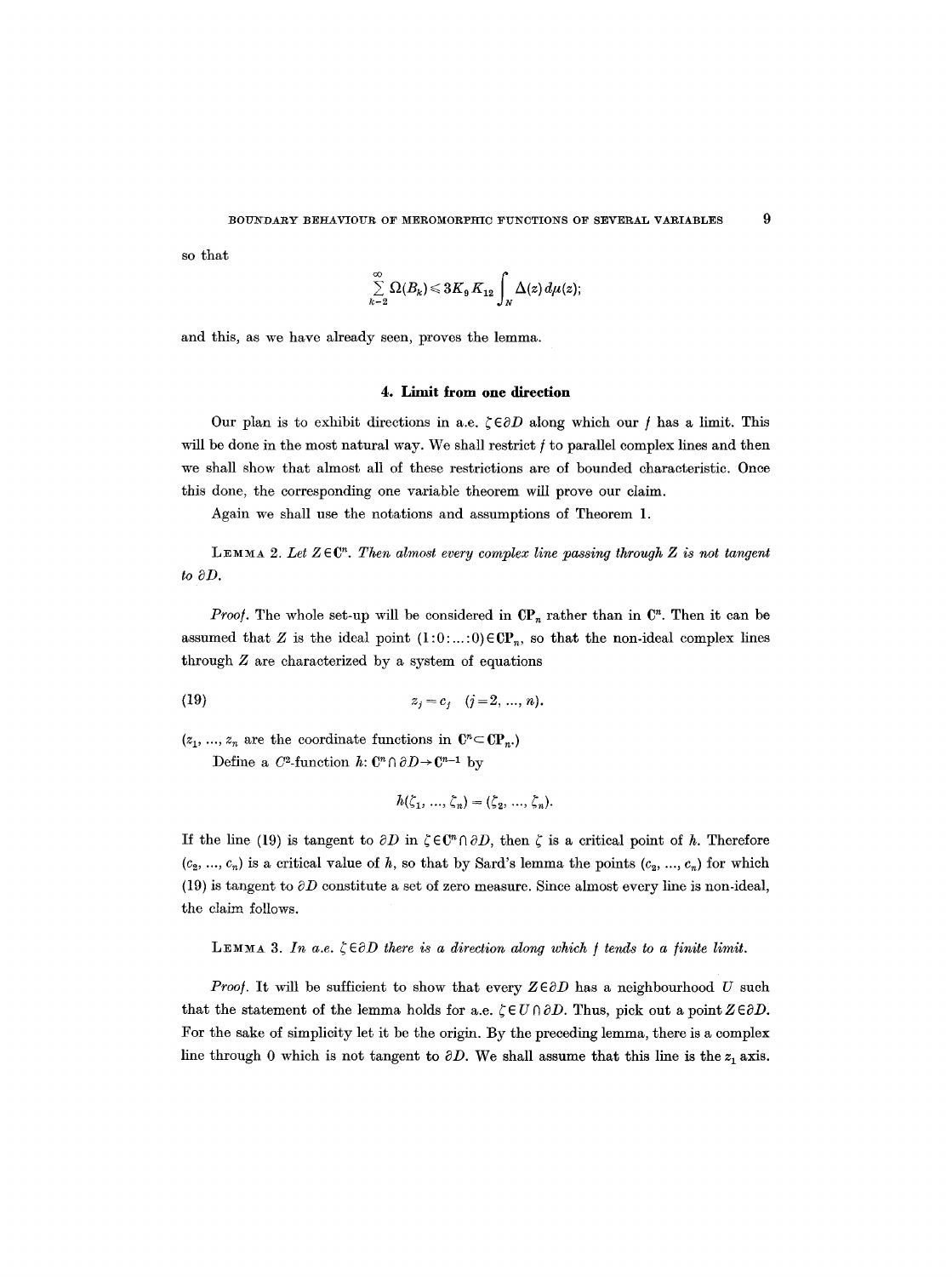so that

$$\sum_{k=2}^{\infty} \Omega(B_k) \leqslant 3K_9 K_{12} \int_N \Delta(z)\, d\mu(z);$$

and this, as we have already seen, proves the lemma.

## 4. Limit from one direction

Our plan is to exhibit directions in a.e. $\zeta \in \partial D$ along which our $f$ has a limit. This will be done in the most natural way. We shall restrict $f$ to parallel complex lines and then we shall show that almost all of these restrictions are of bounded characteristic. Once this done, the corresponding one variable theorem will prove our claim.

Again we shall use the notations and assumptions of Theorem 1.

LEMMA 2. *Let $Z \in \mathbf{C}^n$. Then almost every complex line passing through $Z$ is not tangent to $\partial D$.*

*Proof.* The whole set-up will be considered in $\mathbf{CP}_n$ rather than in $\mathbf{C}^n$. Then it can be assumed that $Z$ is the ideal point $(1:0:\ldots:0) \in \mathbf{CP}_n$, so that the non-ideal complex lines through $Z$ are characterized by a system of equations

$$z_j = c_j \quad (j = 2, \ldots, n). \tag{19}$$

($z_1, \ldots, z_n$ are the coordinate functions in $\mathbf{C}^n \subset \mathbf{CP}_n$.)

Define a $C^2$-function $h: \mathbf{C}^n \cap \partial D \to \mathbf{C}^{n-1}$ by

$$h(\zeta_1, \ldots, \zeta_n) = (\zeta_2, \ldots, \zeta_n).$$

If the line (19) is tangent to $\partial D$ in $\zeta \in \mathbf{C}^n \cap \partial D$, then $\zeta$ is a critical point of $h$. Therefore $(c_2, \ldots, c_n)$ is a critical value of $h$, so that by Sard's lemma the points $(c_2, \ldots, c_n)$ for which (19) is tangent to $\partial D$ constitute a set of zero measure. Since almost every line is non-ideal, the claim follows.

LEMMA 3. *In a.e. $\zeta \in \partial D$ there is a direction along which $f$ tends to a finite limit.*

*Proof.* It will be sufficient to show that every $Z \in \partial D$ has a neighbourhood $U$ such that the statement of the lemma holds for a.e. $\zeta \in U \cap \partial D$. Thus, pick out a point $Z \in \partial D$. For the sake of simplicity let it be the origin. By the preceding lemma, there is a complex line through 0 which is not tangent to $\partial D$. We shall assume that this line is the $z_1$ axis.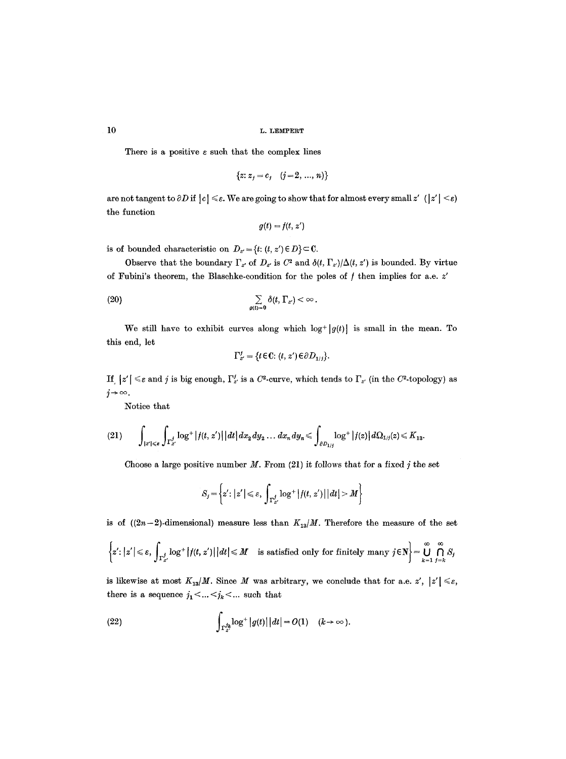There is a positive $\varepsilon$ such that the complex lines

$$\{z: z_j = c_j \quad (j=2, ..., n)\}$$

are not tangent to $\partial D$ if $|c| \leqslant \varepsilon$. We are going to show that for almost every small $z'$ ($|z'| < \varepsilon$) the function

$$g(t) = f(t, z')$$

is of bounded characteristic on $D_{z'} = \{t: (t, z') \in D\} \subset \mathbf{C}$.

Observe that the boundary $\Gamma_{z'}$ of $D_{z'}$ is $C^2$ and $\delta(t, \Gamma_{z'})/\Delta(t, z')$ is bounded. By virtue of Fubini's theorem, the Blaschke-condition for the poles of $f$ then implies for a.e. $z'$

$$\sum_{g(t)=0} \delta(t, \Gamma_{z'}) < \infty. \tag{20}$$

We still have to exhibit curves along which $\log^+ |g(t)|$ is small in the mean. To this end, let

$$\Gamma^j_{z'} = \{t \in \mathbf{C}: (t, z') \in \partial D_{1/j}\}.$$

If $|z'| \leqslant \varepsilon$ and $j$ is big enough, $\Gamma^j_{z'}$ is a $C^2$-curve, which tends to $\Gamma_{z'}$ (in the $C^2$-topology) as $j \to \infty$.

Notice that

$$\int_{|z'| \leqslant \varepsilon} \int_{\Gamma^j_{z'}} \log^+ |f(t, z')| \, |dt| \, dx_2 \, dy_2 \dots dx_n \, dy_n \leqslant \int_{\partial D_{1/j}} \log^+ |f(z)| \, d\Omega_{1/j}(z) \leqslant K_{13}. \tag{21}$$

Choose a large positive number $M$. From (21) it follows that for a fixed $j$ the set

$$S_j = \left\{ z': |z'| \leqslant \varepsilon, \int_{\Gamma^j_{z'}} \log^+ |f(t, z')| \, |dt| > M \right\}$$

is of ($(2n-2)$-dimensional) measure less than $K_{13}/M$. Therefore the measure of the set

$$\left\{ z': |z'| \leqslant \varepsilon, \int_{\Gamma^j_{z'}} \log^+ |f(t, z')| \, |dt| \leqslant M \quad \text{is satisfied only for finitely many } j \in \mathbf{N} \right\} = \bigcup_{k=1}^{\infty} \bigcap_{j=k}^{\infty} S_j$$

is likewise at most $K_{13}/M$. Since $M$ was arbitrary, we conclude that for a.e. $z'$, $|z'| \leqslant \varepsilon$, there is a sequence $j_1 < \dots < j_k < \dots$ such that

$$\int_{\Gamma^{j_k}_{z'}} \log^+ |g(t)| \, |dt| = O(1) \quad (k \to \infty). \tag{22}$$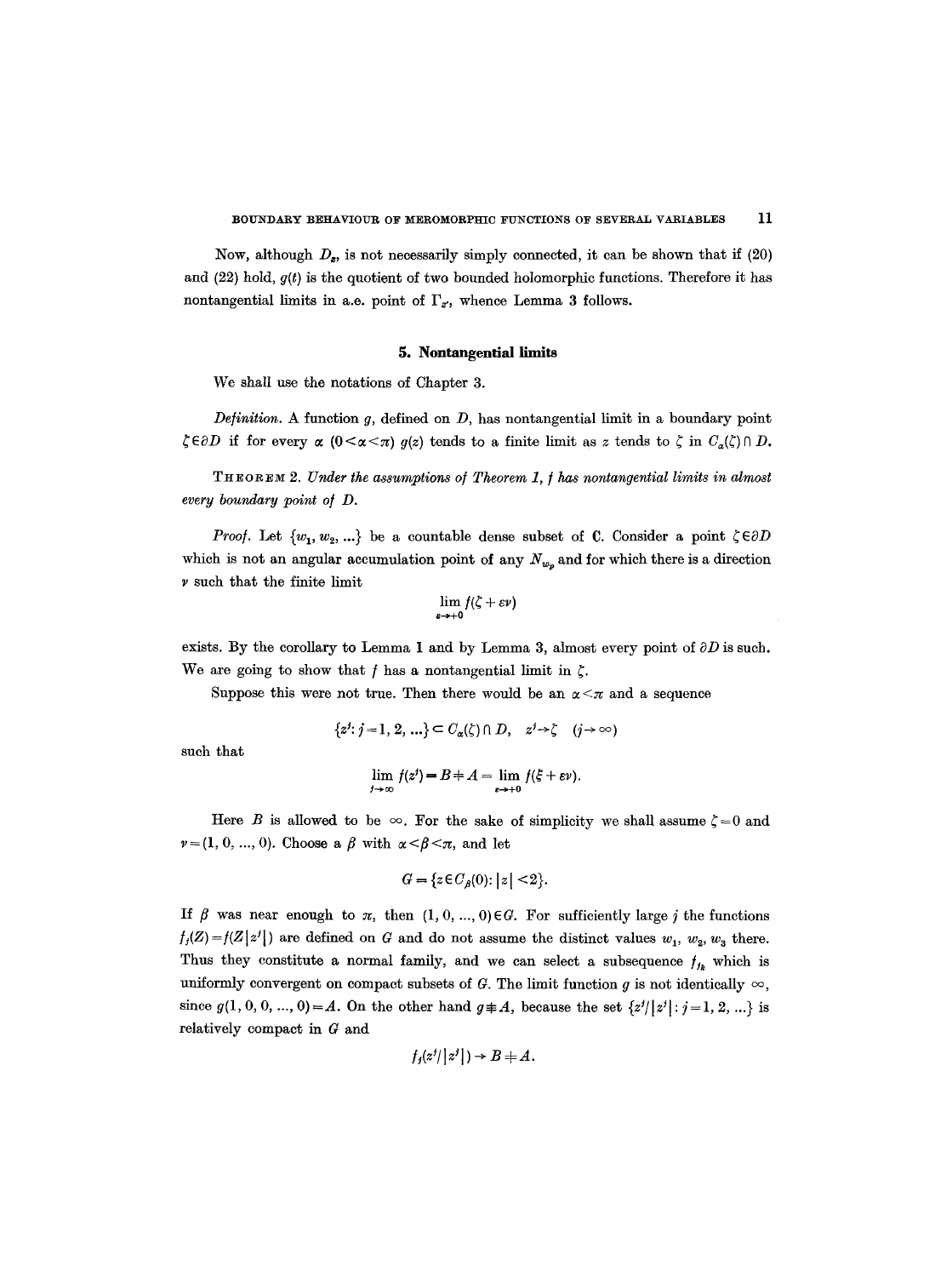Now, although $D_{z'}$ is not necessarily simply connected, it can be shown that if (20) and (22) hold, $g(t)$ is the quotient of two bounded holomorphic functions. Therefore it has nontangential limits in a.e. point of $\Gamma_{z'}$, whence Lemma 3 follows.

## 5. Nontangential limits

We shall use the notations of Chapter 3.

*Definition.* A function $g$, defined on $D$, has nontangential limit in a boundary point $\zeta \in \partial D$ if for every $\alpha$ $(0<\alpha<\pi)$ $g(z)$ tends to a finite limit as $z$ tends to $\zeta$ in $C_\alpha(\zeta) \cap D$.

THEOREM 2. *Under the assumptions of Theorem 1, $f$ has nontangential limits in almost every boundary point of $D$.*

*Proof.* Let $\{w_1, w_2, \dots\}$ be a countable dense subset of $\mathbf{C}$. Consider a point $\zeta \in \partial D$ which is not an angular accumulation point of any $N_{w_p}$ and for which there is a direction $\nu$ such that the finite limit

$$\lim_{\varepsilon \to +0} f(\zeta + \varepsilon \nu)$$

exists. By the corollary to Lemma 1 and by Lemma 3, almost every point of $\partial D$ is such. We are going to show that $f$ has a nontangential limit in $\zeta$.

Suppose this were not true. Then there would be an $\alpha < \pi$ and a sequence

$$\{z^j : j = 1, 2, \dots\} \subset C_\alpha(\zeta) \cap D, \quad z^j \to \zeta \quad (j \to \infty)$$

such that

$$\lim_{j \to \infty} f(z^j) = B \neq A = \lim_{\varepsilon \to +0} f(\xi + \varepsilon \nu).$$

Here $B$ is allowed to be $\infty$. For the sake of simplicity we shall assume $\zeta = 0$ and $\nu = (1, 0, \dots, 0)$. Choose a $\beta$ with $\alpha < \beta < \pi$, and let

$$G = \{z \in C_\beta(0) : |z| < 2\}.$$

If $\beta$ was near enough to $\pi$, then $(1, 0, \dots, 0) \in G$. For sufficiently large $j$ the functions $f_j(Z) = f(Z|z^j|)$ are defined on $G$ and do not assume the distinct values $w_1, w_2, w_3$ there. Thus they constitute a normal family, and we can select a subsequence $f_{j_k}$ which is uniformly convergent on compact subsets of $G$. The limit function $g$ is not identically $\infty$, since $g(1, 0, 0, \dots, 0) = A$. On the other hand $g \not\equiv A$, because the set $\{z^j/|z^j| : j = 1, 2, \dots\}$ is relatively compact in $G$ and

$$f_j(z^j/|z^j|) \to B \neq A.$$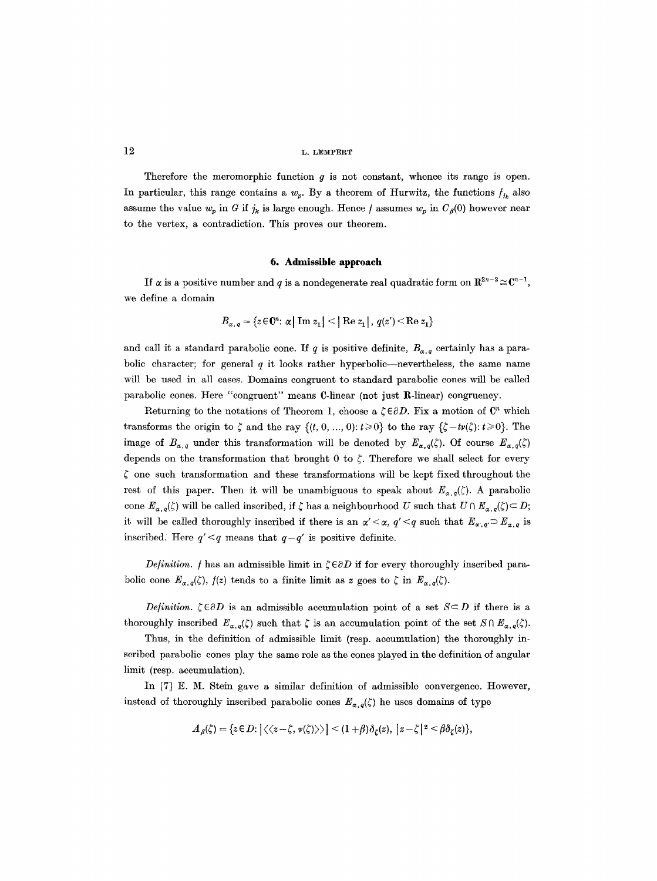Therefore the meromorphic function $g$ is not constant, whence its range is open. In particular, this range contains a $w_p$. By a theorem of Hurwitz, the functions $f_{j_k}$ also assume the value $w_p$ in $G$ if $j_k$ is large enough. Hence $f$ assumes $w_p$ in $C_\beta(0)$ however near to the vertex, a contradiction. This proves our theorem.

## 6. Admissible approach

If $\alpha$ is a positive number and $q$ is a nondegenerate real quadratic form on $\mathbf{R}^{2n-2} \cong \mathbf{C}^{n-1}$, we define a domain

$$B_{\alpha,q} = \{z \in \mathbf{C}^n : \alpha |\operatorname{Im} z_1| < |\operatorname{Re} z_1|,\ q(z') < \operatorname{Re} z_1\}$$

and call it a standard parabolic cone. If $q$ is positive definite, $B_{\alpha,q}$ certainly has a parabolic character; for general $q$ it looks rather hyperbolic—nevertheless, the same name will be used in all cases. Domains congruent to standard parabolic cones will be called parabolic cones. Here "congruent" means $\mathbf{C}$-linear (not just $\mathbf{R}$-linear) congruency.

Returning to the notations of Theorem 1, choose a $\zeta \in \partial D$. Fix a motion of $\mathbf{C}^n$ which transforms the origin to $\zeta$ and the ray $\{(t, 0, \ldots, 0) : t \geq 0\}$ to the ray $\{\zeta - t\nu(\zeta) : t \geq 0\}$. The image of $B_{\alpha,q}$ under this transformation will be denoted by $E_{\alpha,q}(\zeta)$. Of course $E_{\alpha,q}(\zeta)$ depends on the transformation that brought 0 to $\zeta$. Therefore we shall select for every $\zeta$ one such transformation and these transformations will be kept fixed throughout the rest of this paper. Then it will be unambiguous to speak about $E_{\alpha,q}(\zeta)$. A parabolic cone $E_{\alpha,q}(\zeta)$ will be called inscribed, if $\zeta$ has a neighbourhood $U$ such that $U \cap E_{\alpha,q}(\zeta) \subset D$; it will be called thoroughly inscribed if there is an $\alpha' < \alpha$, $q' < q$ such that $E_{\alpha',q'} \supset E_{\alpha,q}$ is inscribed. Here $q' < q$ means that $q - q'$ is positive definite.

*Definition.* $f$ has an admissible limit in $\zeta \in \partial D$ if for every thoroughly inscribed parabolic cone $E_{\alpha,q}(\zeta)$, $f(z)$ tends to a finite limit as $z$ goes to $\zeta$ in $E_{\alpha,q}(\zeta)$.

*Definition.* $\zeta \in \partial D$ is an admissible accumulation point of a set $S \subset D$ if there is a thoroughly inscribed $E_{\alpha,q}(\zeta)$ such that $\zeta$ is an accumulation point of the set $S \cap E_{\alpha,q}(\zeta)$.

Thus, in the definition of admissible limit (resp. accumulation) the thoroughly inscribed parabolic cones play the same role as the cones played in the definition of angular limit (resp. accumulation).

In [7] E. M. Stein gave a similar definition of admissible convergence. However, instead of thoroughly inscribed parabolic cones $E_{\alpha,q}(\zeta)$ he uses domains of type

$$A_\beta(\zeta) = \{z \in D : |\langle\langle z - \zeta, \nu(\zeta)\rangle\rangle| < (1+\beta)\delta_\zeta(z),\ |z-\zeta|^2 < \beta\delta_\zeta(z)\},$$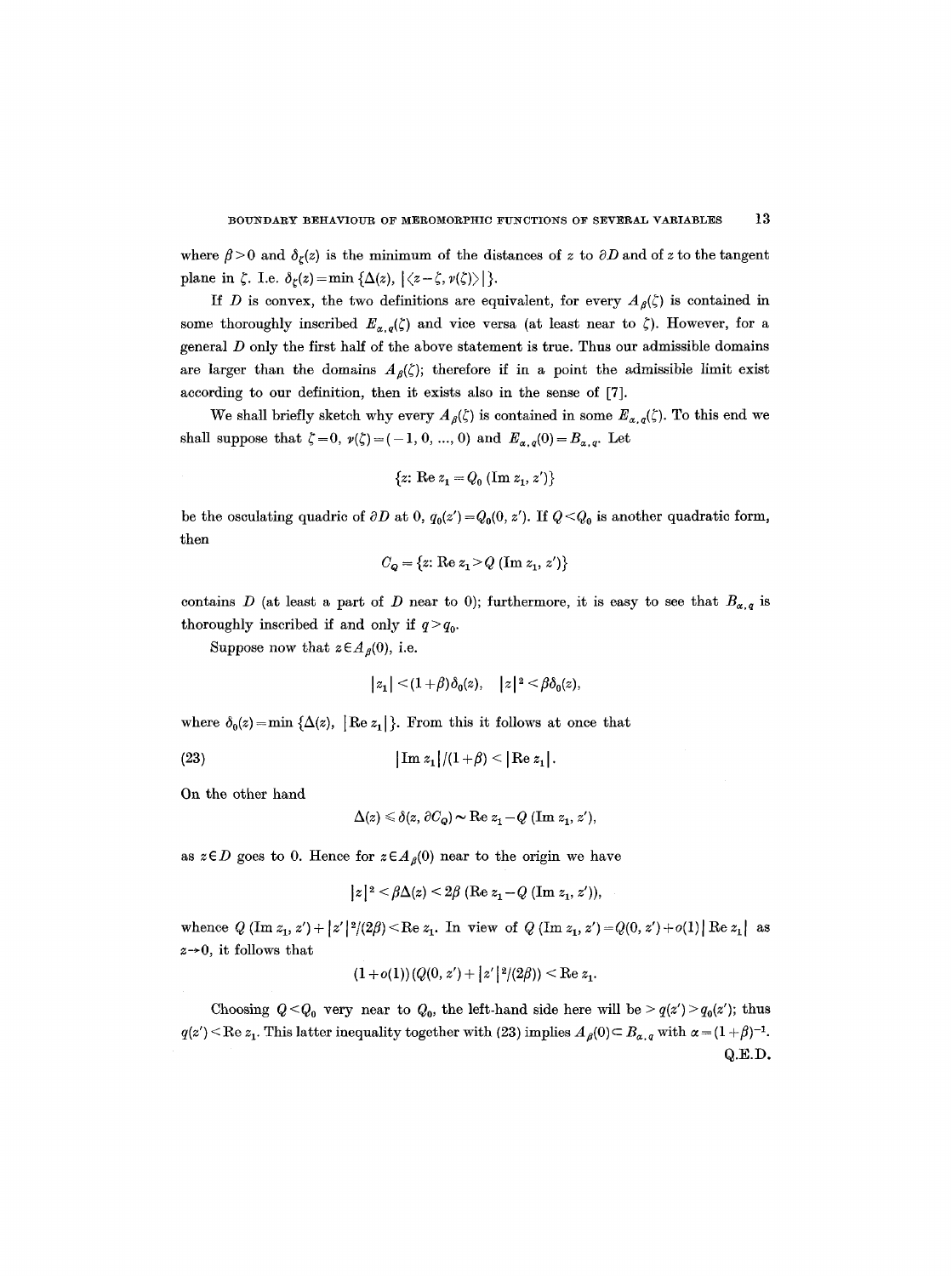where $\beta > 0$ and $\delta_\zeta(z)$ is the minimum of the distances of $z$ to $\partial D$ and of $z$ to the tangent plane in $\zeta$. I.e. $\delta_\zeta(z) = \min \{\Delta(z), |\langle z-\zeta, \nu(\zeta)\rangle|\}$.

If $D$ is convex, the two definitions are equivalent, for every $A_\beta(\zeta)$ is contained in some thoroughly inscribed $E_{\alpha,q}(\zeta)$ and vice versa (at least near to $\zeta$). However, for a general $D$ only the first half of the above statement is true. Thus our admissible domains are larger than the domains $A_\beta(\zeta)$; therefore if in a point the admissible limit exist according to our definition, then it exists also in the sense of [7].

We shall briefly sketch why every $A_\beta(\zeta)$ is contained in some $E_{\alpha,q}(\zeta)$. To this end we shall suppose that $\zeta = 0$, $\nu(\zeta) = (-1, 0, \dots, 0)$ and $E_{\alpha,q}(0) = B_{\alpha,q}$. Let

$$\{z\colon \operatorname{Re} z_1 = Q_0 (\operatorname{Im} z_1, z')\}$$

be the osculating quadric of $\partial D$ at 0, $q_0(z') = Q_0(0, z')$. If $Q < Q_0$ is another quadratic form, then

$$C_Q = \{z\colon \operatorname{Re} z_1 > Q (\operatorname{Im} z_1, z')\}$$

contains $D$ (at least a part of $D$ near to 0); furthermore, it is easy to see that $B_{\alpha,q}$ is thoroughly inscribed if and only if $q > q_0$.

Suppose now that $z \in A_\beta(0)$, i.e.

$$|z_1| < (1+\beta)\delta_0(z), \quad |z|^2 < \beta\delta_0(z),$$

where $\delta_0(z) = \min \{\Delta(z), |\operatorname{Re} z_1|\}$. From this it follows at once that

$$|\operatorname{Im} z_1|/(1+\beta) < |\operatorname{Re} z_1|. \tag{23}$$

On the other hand

$$\Delta(z) \leqslant \delta(z, \partial C_Q) \sim \operatorname{Re} z_1 - Q (\operatorname{Im} z_1, z'),$$

as $z \in D$ goes to 0. Hence for $z \in A_\beta(0)$ near to the origin we have

$$|z|^2 < \beta\Delta(z) < 2\beta (\operatorname{Re} z_1 - Q (\operatorname{Im} z_1, z')),$$

whence $Q (\operatorname{Im} z_1, z') + |z'|^2/(2\beta) < \operatorname{Re} z_1$. In view of $Q (\operatorname{Im} z_1, z') = Q(0, z') + o(1)|\operatorname{Re} z_1|$ as $z \to 0$, it follows that

$$(1+o(1))(Q(0, z') + |z'|^2/(2\beta)) < \operatorname{Re} z_1.$$

Choosing $Q < Q_0$ very near to $Q_0$, the left-hand side here will be $> q(z') > q_0(z')$; thus $q(z') < \operatorname{Re} z_1$. This latter inequality together with (23) implies $A_\beta(0) \subset B_{\alpha,q}$ with $\alpha = (1+\beta)^{-1}$.

Q.E.D.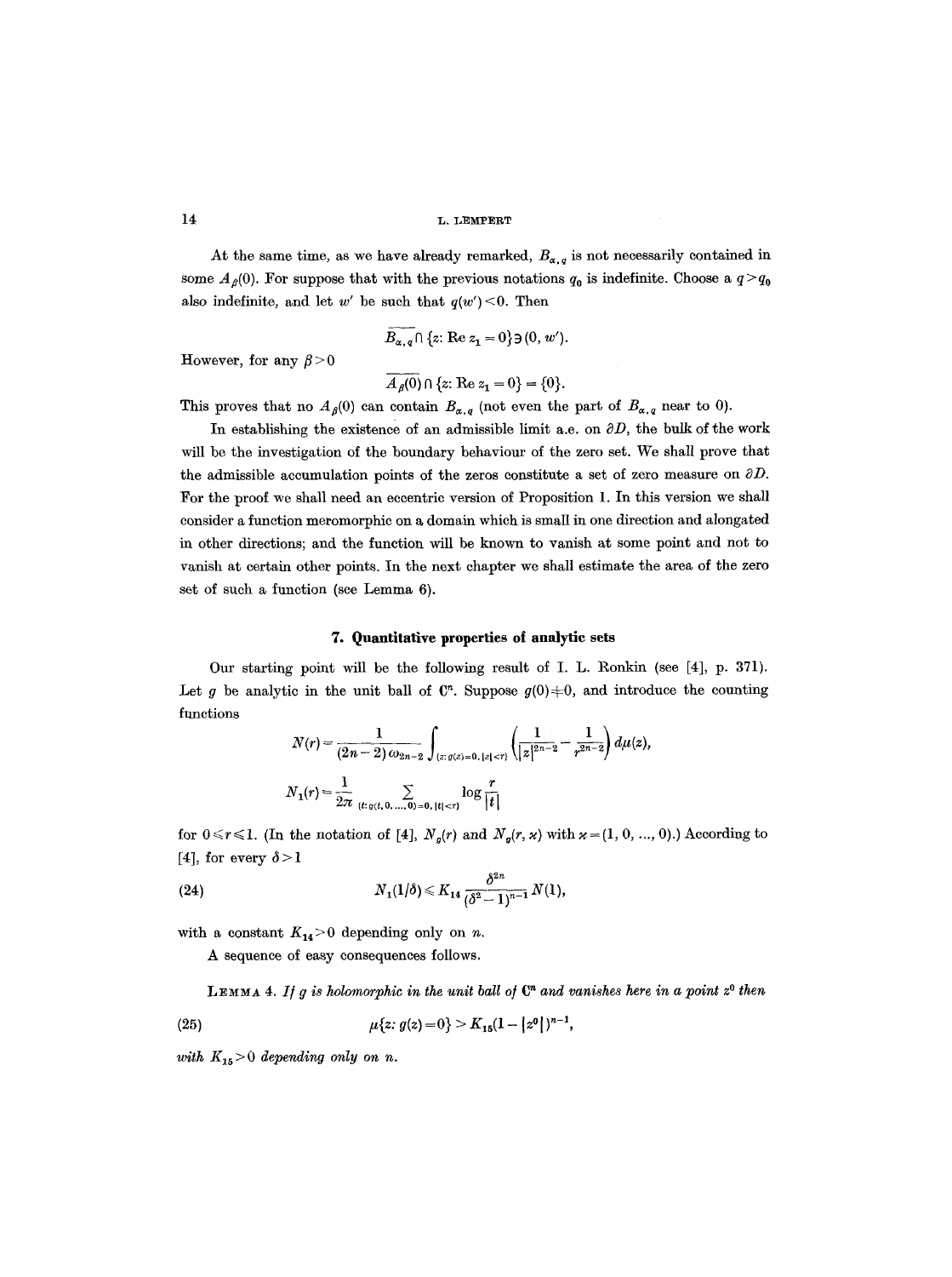At the same time, as we have already remarked, $B_{\alpha,q}$ is not necessarily contained in some $A_\beta(0)$. For suppose that with the previous notations $q_0$ is indefinite. Choose a $q>q_0$ also indefinite, and let $w'$ be such that $q(w')<0$. Then

$$\overline{B_{\alpha,q}} \cap \{z: \operatorname{Re} z_1 = 0\} \ni (0, w').$$

However, for any $\beta>0$

$$\overline{A_\beta(0)} \cap \{z: \operatorname{Re} z_1 = 0\} = \{0\}.$$

This proves that no $A_\beta(0)$ can contain $B_{\alpha,q}$ (not even the part of $B_{\alpha,q}$ near to 0).

In establishing the existence of an admissible limit a.e. on $\partial D$, the bulk of the work will be the investigation of the boundary behaviour of the zero set. We shall prove that the admissible accumulation points of the zeros constitute a set of zero measure on $\partial D$. For the proof we shall need an eccentric version of Proposition 1. In this version we shall consider a function meromorphic on a domain which is small in one direction and alongated in other directions; and the function will be known to vanish at some point and not to vanish at certain other points. In the next chapter we shall estimate the area of the zero set of such a function (see Lemma 6).

## 7. Quantitative properties of analytic sets

Our starting point will be the following result of I. L. Ronkin (see [4], p. 371). Let $g$ be analytic in the unit ball of $\mathbf{C}^n$. Suppose $g(0)\neq 0$, and introduce the counting functions

$$N(r) = \frac{1}{(2n-2)\,\omega_{2n-2}} \int_{\{z:\, g(z)=0,\, |z|<r\}} \left(\frac{1}{|z|^{2n-2}} - \frac{1}{r^{2n-2}}\right) d\mu(z),$$

$$N_1(r) = \frac{1}{2\pi} \sum_{\{t:\, g(t,0,\ldots,0)=0,\, |t|<r\}} \log \frac{r}{|t|}$$

for $0\leqslant r\leqslant 1$. (In the notation of [4], $N_g(r)$ and $N_g(r,\varkappa)$ with $\varkappa=(1,0,\ldots,0)$.) According to [4], for every $\delta>1$

$$N_1(1/\delta) \leqslant K_{14} \frac{\delta^{2n}}{(\delta^2-1)^{n-1}} N(1), \tag{24}$$

with a constant $K_{14}>0$ depending only on $n$.

A sequence of easy consequences follows.

**Lemma 4.** *If $g$ is holomorphic in the unit ball of $\mathbf{C}^n$ and vanishes here in a point $z^0$ then*

$$\mu\{z: g(z)=0\} > K_{15}(1-|z^0|)^{n-1}, \tag{25}$$

*with $K_{15}>0$ depending only on $n$.*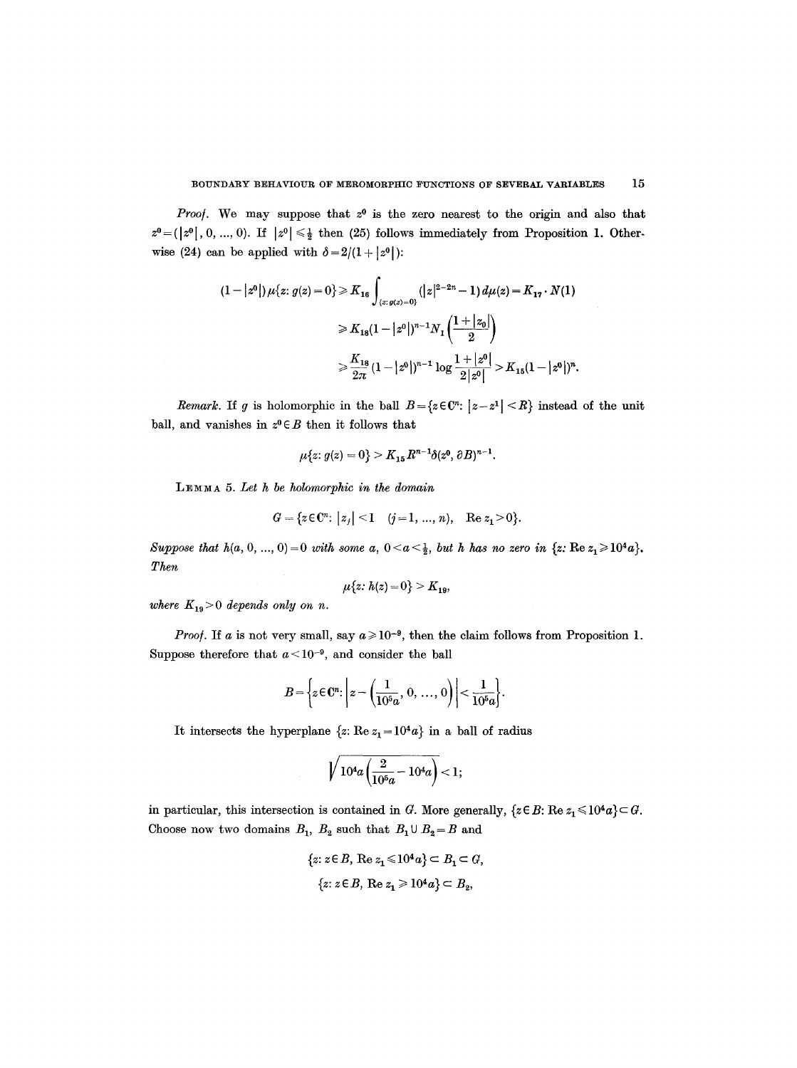*Proof.* We may suppose that $z^0$ is the zero nearest to the origin and also that $z^0 = (|z^0|, 0, ..., 0)$. If $|z^0| \leq \frac{1}{2}$ then (25) follows immediately from Proposition 1. Otherwise (24) can be applied with $\delta = 2/(1+|z^0|)$:

$$(1-|z^0|)\,\mu\{z\colon g(z)=0\} \geq K_{16}\int_{\{z:g(z)=0\}} (|z|^{2-2n}-1)\,d\mu(z) = K_{17}\cdot N(1)$$

$$\geq K_{18}(1-|z^0|)^{n-1} N_1\left(\frac{1+|z_0|}{2}\right)$$

$$\geq \frac{K_{18}}{2\pi}(1-|z^0|)^{n-1}\log\frac{1+|z^0|}{2|z^0|} > K_{15}(1-|z^0|)^n.$$

*Remark.* If $g$ is holomorphic in the ball $B = \{z \in \mathbf{C}^n\colon |z-z^1| < R\}$ instead of the unit ball, and vanishes in $z^0 \in B$ then it follows that

$$\mu\{z\colon g(z)=0\} > K_{15}R^{n-1}\delta(z^0, \partial B)^{n-1}.$$

LEMMA 5. *Let $h$ be holomorphic in the domain*

$$G = \{z \in \mathbf{C}^n\colon |z_j| < 1 \quad (j=1, ..., n), \quad \operatorname{Re} z_1 > 0\}.$$

*Suppose that $h(a, 0, ..., 0) = 0$ with some $a$, $0 < a < \frac{1}{2}$, but $h$ has no zero in $\{z\colon \operatorname{Re} z_1 \geq 10^4 a\}$. Then*

$$\mu\{z\colon h(z)=0\} > K_{19},$$

*where $K_{19} > 0$ depends only on $n$.*

*Proof.* If $a$ is not very small, say $a \geq 10^{-9}$, then the claim follows from Proposition 1. Suppose therefore that $a < 10^{-9}$, and consider the ball

$$B = \left\{z \in \mathbf{C}^n\colon \left|z - \left(\frac{1}{10^5 a}, 0, ..., 0\right)\right| < \frac{1}{10^5 a}\right\}.$$

It intersects the hyperplane $\{z\colon \operatorname{Re} z_1 = 10^4 a\}$ in a ball of radius

$$\sqrt{10^4 a\left(\frac{2}{10^5 a} - 10^4 a\right)} < 1;$$

in particular, this intersection is contained in $G$. More generally, $\{z \in B\colon \operatorname{Re} z_1 \leq 10^4 a\} \subset G$. Choose now two domains $B_1$, $B_2$ such that $B_1 \cup B_2 = B$ and

$$\{z\colon z \in B,\ \operatorname{Re} z_1 \leq 10^4 a\} \subset B_1 \subset G,$$

$$\{z\colon z \in B,\ \operatorname{Re} z_1 \geq 10^4 a\} \subset B_2,$$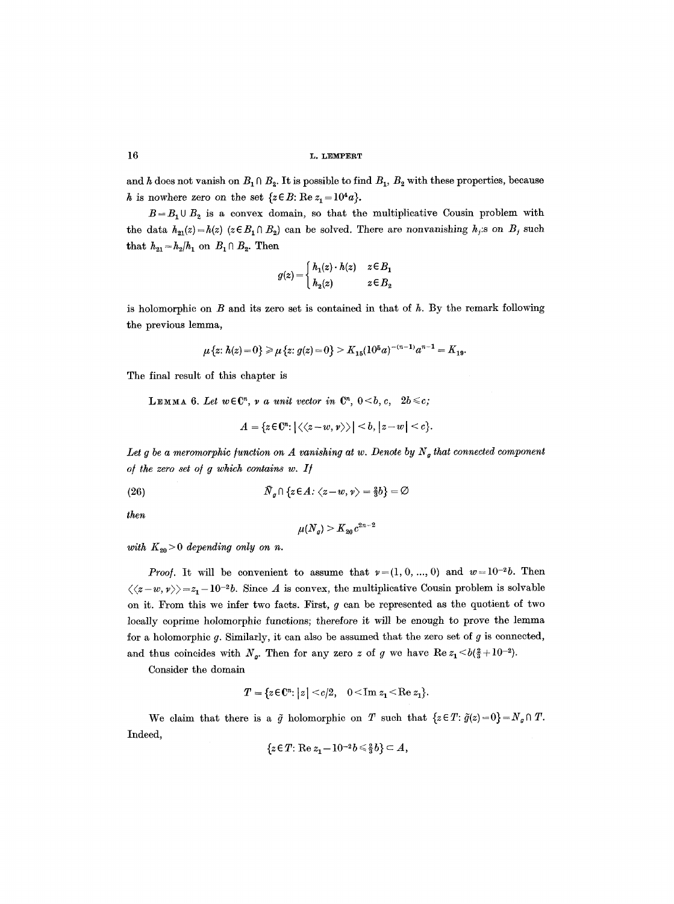and $h$ does not vanish on $B_1 \cap B_2$. It is possible to find $B_1$, $B_2$ with these properties, because $h$ is nowhere zero on the set $\{z \in B: \operatorname{Re} z_1 = 10^4 a\}$.

$B = B_1 \cup B_2$ is a convex domain, so that the multiplicative Cousin problem with the data $h_{21}(z) = h(z)$ $(z \in B_1 \cap B_2)$ can be solved. There are nonvanishing $h_j$:s on $B_j$ such that $h_{21} = h_2/h_1$ on $B_1 \cap B_2$. Then

$$g(z) = \begin{cases} h_1(z) \cdot h(z) & z \in B_1 \\ h_2(z) & z \in B_2 \end{cases}$$

is holomorphic on $B$ and its zero set is contained in that of $h$. By the remark following the previous lemma,

$$\mu\{z: h(z) = 0\} \geqslant \mu\{z: g(z) = 0\} > K_{15}(10^5 a)^{-(n-1)} a^{n-1} = K_{19}.$$

The final result of this chapter is

LEMMA 6. *Let $w \in \mathbf{C}^n$, $\nu$ a unit vector in $\mathbf{C}^n$, $0 < b, c$, $2b \leqslant c$;*

$$A = \{z \in \mathbf{C}^n: |\langle\langle z - w, \nu \rangle\rangle| < b, |z - w| < c\}.$$

*Let $g$ be a meromorphic function on $A$ vanishing at $w$. Denote by $N_g$ that connected component of the zero set of $g$ which contains $w$. If*

$$\bar{N}_g \cap \{z \in A: \langle z - w, \nu \rangle = \tfrac{2}{3} b\} = \varnothing \tag{26}$$

*then*

$$\mu(N_g) > K_{20} c^{2n-2}$$

*with $K_{20} > 0$ depending only on $n$.*

*Proof.* It will be convenient to assume that $\nu = (1, 0, ..., 0)$ and $w = 10^{-2} b$. Then $\langle\langle z - w, \nu \rangle\rangle = z_1 - 10^{-2} b$. Since $A$ is convex, the multiplicative Cousin problem is solvable on it. From this we infer two facts. First, $g$ can be represented as the quotient of two locally coprime holomorphic functions; therefore it will be enough to prove the lemma for a holomorphic $g$. Similarly, it can also be assumed that the zero set of $g$ is connected, and thus coincides with $N_g$. Then for any zero $z$ of $g$ we have $\operatorname{Re} z_1 < b(\tfrac{2}{3} + 10^{-2})$.

Consider the domain

$$T = \{z \in \mathbf{C}^n: |z| < c/2, \quad 0 < \operatorname{Im} z_1 < \operatorname{Re} z_1\}.$$

We claim that there is a $\tilde{g}$ holomorphic on $T$ such that $\{z \in T: \tilde{g}(z) = 0\} = N_g \cap T$. Indeed,

$$\{z \in T: \operatorname{Re} z_1 - 10^{-2} b \leqslant \tfrac{2}{3} b\} \subset A,$$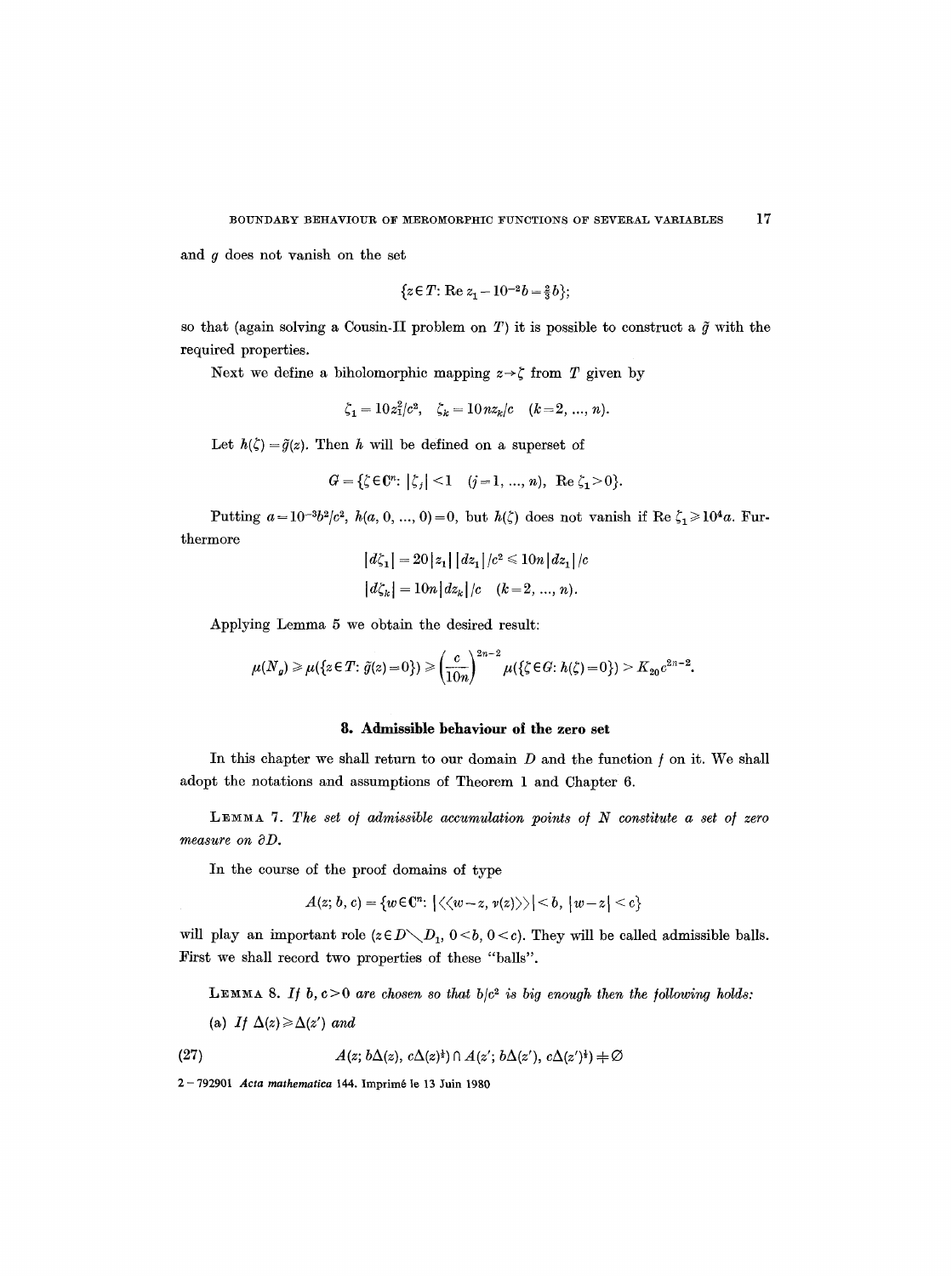and $g$ does not vanish on the set

$$\{z \in T: \operatorname{Re} z_1 - 10^{-2}b = \tfrac{2}{3}b\};$$

so that (again solving a Cousin-II problem on $T$) it is possible to construct a $\tilde{g}$ with the required properties.

Next we define a biholomorphic mapping $z \to \zeta$ from $T$ given by

$$\zeta_1 = 10z_1^2/c^2, \quad \zeta_k = 10nz_k/c \quad (k = 2, ..., n).$$

Let $h(\zeta) = \tilde{g}(z)$. Then $h$ will be defined on a superset of

$$G = \{\zeta \in \mathbf{C}^n: |\zeta_j| < 1 \quad (j = 1, ..., n), \ \operatorname{Re} \zeta_1 > 0\}.$$

Putting $a = 10^{-3}b^2/c^2$, $h(a, 0, ..., 0) = 0$, but $h(\zeta)$ does not vanish if $\operatorname{Re} \zeta_1 \geq 10^4 a$. Furthermore

$$|d\zeta_1| = 20|z_1|\,|dz_1|/c^2 \leq 10n|dz_1|/c$$
$$|d\zeta_k| = 10n|dz_k|/c \quad (k = 2, ..., n).$$

Applying Lemma 5 we obtain the desired result:

$$\mu(N_g) \geq \mu(\{z \in T: \tilde{g}(z) = 0\}) \geq \left(\frac{c}{10n}\right)^{2n-2} \mu(\{\zeta \in G: h(\zeta) = 0\}) > K_{20}c^{2n-2}.$$

## 8. Admissible behaviour of the zero set

In this chapter we shall return to our domain $D$ and the function $f$ on it. We shall adopt the notations and assumptions of Theorem 1 and Chapter 6.

LEMMA 7. *The set of admissible accumulation points of $N$ constitute a set of zero measure on $\partial D$.*

In the course of the proof domains of type

$$A(z; b, c) = \{w \in \mathbf{C}^n: |\langle\langle w - z, v(z)\rangle\rangle| < b, \ |w - z| < c\}$$

will play an important role ($z \in D \setminus D_1$, $0 < b$, $0 < c$). They will be called admissible balls. First we shall record two properties of these "balls".

LEMMA 8. *If $b, c > 0$ are chosen so that $b/c^2$ is big enough then the following holds:*

(a) *If $\Delta(z) \geq \Delta(z')$ and*

$$A(z; b\Delta(z), c\Delta(z)^{\frac{1}{2}}) \cap A(z'; b\Delta(z'), c\Delta(z')^{\frac{1}{2}}) \neq \emptyset \tag{27}$$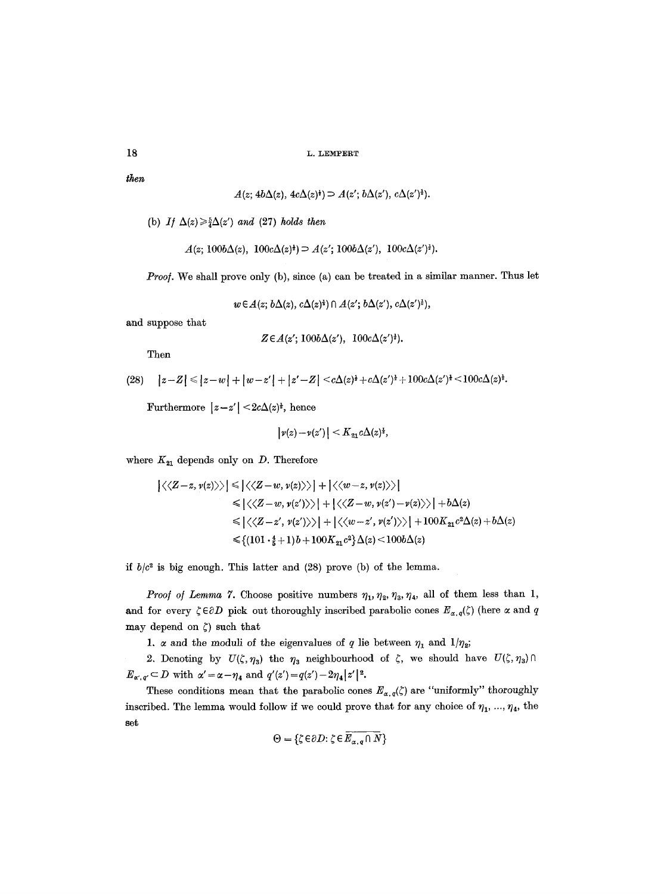*then*

$$A(z;\, 4b\Delta(z),\, 4c\Delta(z)^{\frac{1}{2}}) \supset A(z';\, b\Delta(z'),\, c\Delta(z')^{\frac{1}{2}}).$$

(b) *If* $\Delta(z) \geqslant \frac{5}{4}\Delta(z')$ *and* (27) *holds then*

$$A(z;\, 100b\Delta(z),\, 100c\Delta(z)^{\frac{1}{2}}) \supset A(z';\, 100b\Delta(z'),\, 100c\Delta(z')^{\frac{1}{2}}).$$

*Proof.* We shall prove only (b), since (a) can be treated in a similar manner. Thus let

$$w \in A(z;\, b\Delta(z),\, c\Delta(z)^{\frac{1}{2}}) \cap A(z';\, b\Delta(z'),\, c\Delta(z')^{\frac{1}{2}}),$$

and suppose that

$$Z \in A(z';\, 100b\Delta(z'),\, 100c\Delta(z')^{\frac{1}{2}}).$$

Then

$$(28)\qquad |z-Z| \leqslant |z-w| + |w-z'| + |z'-Z| < c\Delta(z)^{\frac{1}{2}} + c\Delta(z')^{\frac{1}{2}} + 100c\Delta(z')^{\frac{1}{2}} < 100c\Delta(z)^{\frac{1}{2}}.$$

Furthermore $|z-z'| < 2c\Delta(z)^{\frac{1}{2}}$, hence

$$|\nu(z) - \nu(z')| < K_{21}c\Delta(z)^{\frac{1}{2}},$$

where $K_{21}$ depends only on $D$. Therefore

$$\begin{aligned}
|\langle\langle Z-z, \nu(z)\rangle\rangle| &\leqslant |\langle\langle Z-w, \nu(z)\rangle\rangle| + |\langle\langle w-z, \nu(z)\rangle\rangle| \\
&\leqslant |\langle\langle Z-w, \nu(z')\rangle\rangle| + |\langle\langle Z-w, \nu(z')-\nu(z)\rangle\rangle| + b\Delta(z) \\
&\leqslant |\langle\langle Z-z', \nu(z')\rangle\rangle| + |\langle\langle w-z', \nu(z')\rangle\rangle| + 100K_{21}c^2\Delta(z) + b\Delta(z) \\
&\leqslant \{(101\cdot\tfrac{4}{5}+1)b + 100K_{21}c^2\}\Delta(z) < 100b\Delta(z)
\end{aligned}$$

if $b/c^2$ is big enough. This latter and (28) prove (b) of the lemma.

*Proof of Lemma* 7. Choose positive numbers $\eta_1, \eta_2, \eta_3, \eta_4$, all of them less than 1, and for every $\zeta \in \partial D$ pick out thoroughly inscribed parabolic cones $E_{\alpha,q}(\zeta)$ (here $\alpha$ and $q$ may depend on $\zeta$) such that

1. $\alpha$ and the moduli of the eigenvalues of $q$ lie between $\eta_1$ and $1/\eta_2$;

2. Denoting by $U(\zeta, \eta_3)$ the $\eta_3$ neighbourhood of $\zeta$, we should have $U(\zeta, \eta_3) \cap E_{\alpha',q'} \subset D$ with $\alpha' = \alpha - \eta_4$ and $q'(z') = q(z') - 2\eta_4|z'|^2$.

These conditions mean that the parabolic cones $E_{\alpha,q}(\zeta)$ are "uniformly" thoroughly inscribed. The lemma would follow if we could prove that for any choice of $\eta_1, \ldots, \eta_4$, the set

$$\Theta = \{\zeta \in \partial D : \zeta \in \overline{E_{\alpha,q} \cap N}\}$$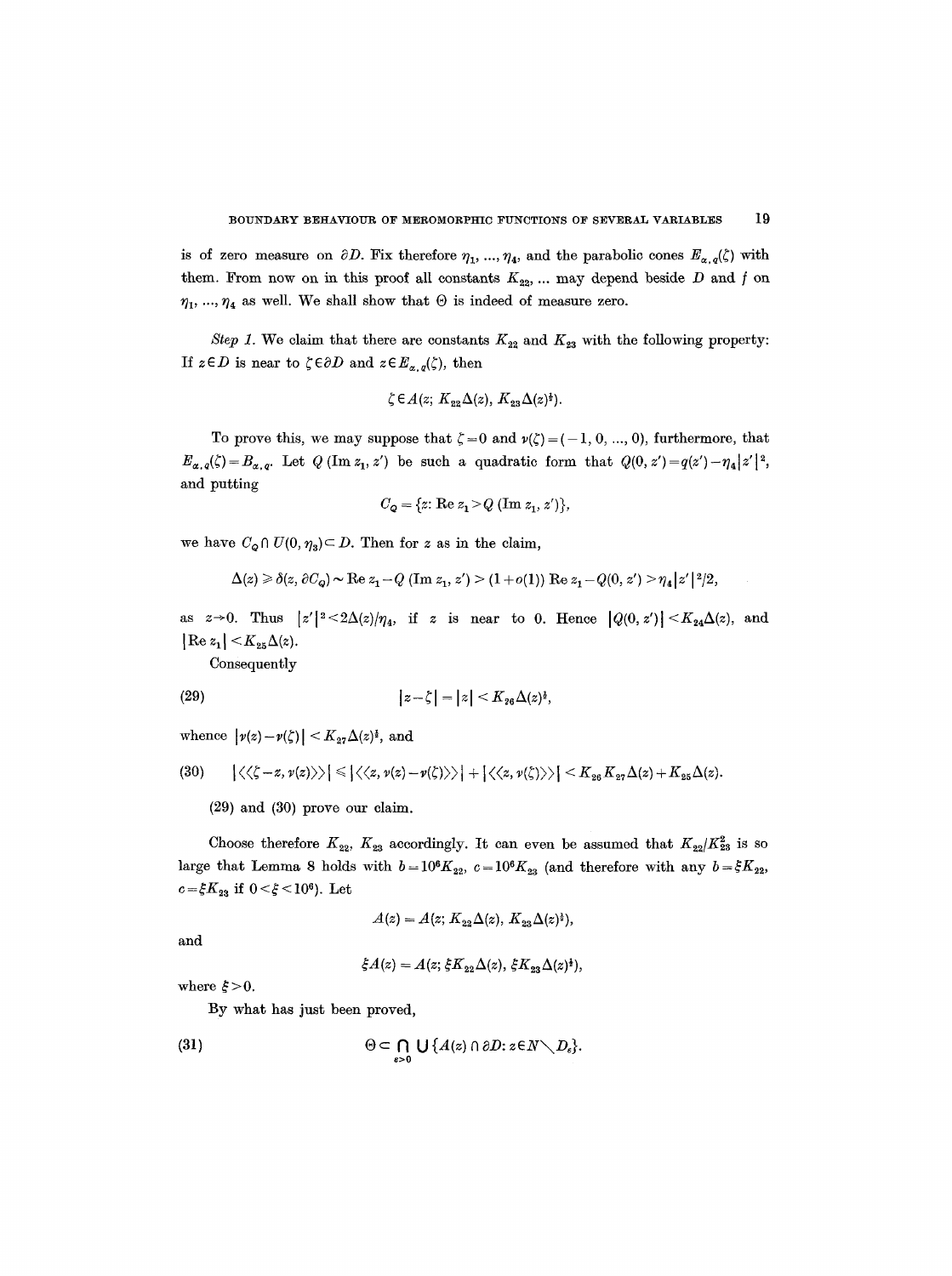is of zero measure on $\partial D$. Fix therefore $\eta_1, ..., \eta_4$, and the parabolic cones $E_{\alpha,q}(\zeta)$ with them. From now on in this proof all constants $K_{22}, ...$ may depend beside $D$ and $f$ on $\eta_1, ..., \eta_4$ as well. We shall show that $\Theta$ is indeed of measure zero.

*Step 1.* We claim that there are constants $K_{22}$ and $K_{23}$ with the following property: If $z \in D$ is near to $\zeta \in \partial D$ and $z \in E_{\alpha,q}(\zeta)$, then

$$\zeta \in A(z; K_{22}\Delta(z), K_{23}\Delta(z)^{\frac{1}{2}}).$$

To prove this, we may suppose that $\zeta = 0$ and $\nu(\zeta) = (-1, 0, ..., 0)$, furthermore, that $E_{\alpha,q}(\zeta) = B_{\alpha,q}$. Let $Q(\operatorname{Im} z_1, z')$ be such a quadratic form that $Q(0, z') = q(z') - \eta_4 |z'|^2$, and putting

$$C_Q = \{z: \operatorname{Re} z_1 > Q(\operatorname{Im} z_1, z')\},$$

we have $C_Q \cap U(0, \eta_3) \subset D$. Then for $z$ as in the claim,

$$\Delta(z) \geq \delta(z, \partial C_Q) \sim \operatorname{Re} z_1 - Q(\operatorname{Im} z_1, z') > (1 + o(1)) \operatorname{Re} z_1 - Q(0, z') > \eta_4 |z'|^2/2,$$

as $z \to 0$. Thus $|z'|^2 < 2\Delta(z)/\eta_4$, if $z$ is near to 0. Hence $|Q(0, z')| < K_{24}\Delta(z)$, and $|\operatorname{Re} z_1| < K_{25}\Delta(z)$.

Consequently

$$|z - \zeta| = |z| < K_{26}\Delta(z)^{\frac{1}{2}}, \tag{29}$$

whence $|\nu(z) - \nu(\zeta)| < K_{27}\Delta(z)^{\frac{1}{2}}$, and

$$|\langle\langle \zeta - z, \nu(z) \rangle\rangle| \leq |\langle\langle z, \nu(z) - \nu(\zeta) \rangle\rangle| + |\langle\langle z, \nu(\zeta) \rangle\rangle| < K_{26}K_{27}\Delta(z) + K_{25}\Delta(z). \tag{30}$$

(29) and (30) prove our claim.

Choose therefore $K_{22}$, $K_{23}$ accordingly. It can even be assumed that $K_{22}/K_{23}^2$ is so large that Lemma 8 holds with $b = 10^6 K_{22}$, $c = 10^6 K_{23}$ (and therefore with any $b = \xi K_{22}$, $c = \xi K_{23}$ if $0 < \xi < 10^6$). Let

$$A(z) = A(z; K_{22}\Delta(z), K_{23}\Delta(z)^{\frac{1}{2}}),$$

and

$$\xi A(z) = A(z; \xi K_{22}\Delta(z), \xi K_{23}\Delta(z)^{\frac{1}{2}}),$$

where $\xi > 0$.

By what has just been proved,

$$\Theta \subset \bigcap_{\varepsilon > 0} \bigcup \{A(z) \cap \partial D: z \in N \setminus D_\varepsilon\}. \tag{31}$$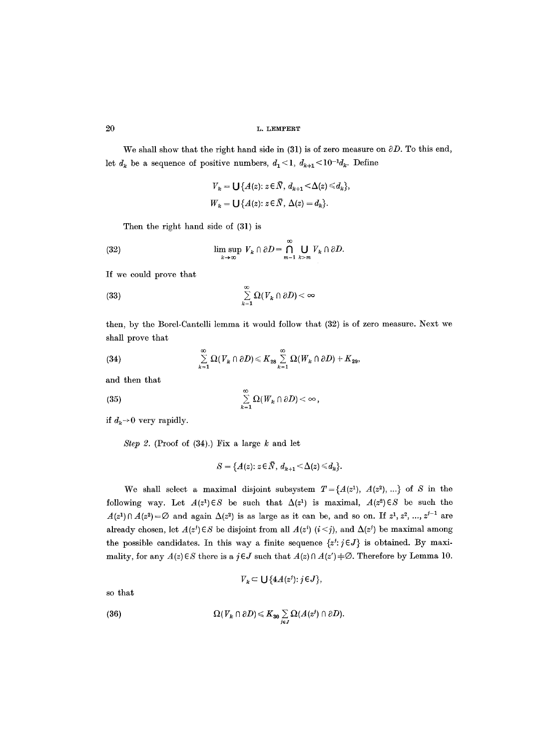We shall show that the right hand side in (31) is of zero measure on $\partial D$. To this end, let $d_k$ be a sequence of positive numbers, $d_1 < 1$, $d_{k+1} < 10^{-1} d_k$. Define

$$V_k = \bigcup \{A(z) \colon z \in \bar{N},\ d_{k+1} < \Delta(z) \leqslant d_k\},$$

$$W_k = \bigcup \{A(z) \colon z \in \bar{N},\ \Delta(z) = d_k\}.$$

Then the right hand side of (31) is

$$\limsup_{k \to \infty} V_k \cap \partial D = \bigcap_{m=1}^{\infty} \bigcup_{k > m} V_k \cap \partial D. \tag{32}$$

If we could prove that

$$\sum_{k=1}^{\infty} \Omega(V_k \cap \partial D) < \infty \tag{33}$$

then, by the Borel-Cantelli lemma it would follow that (32) is of zero measure. Next we shall prove that

$$\sum_{k=1}^{\infty} \Omega(V_k \cap \partial D) \leqslant K_{28} \sum_{k=1}^{\infty} \Omega(W_k \cap \partial D) + K_{29}, \tag{34}$$

and then that

$$\sum_{k=1}^{\infty} \Omega(W_k \cap \partial D) < \infty, \tag{35}$$

if $d_k \to 0$ very rapidly.

*Step 2.* (Proof of (34).) Fix a large $k$ and let

$$S = \{A(z) \colon z \in \bar{N},\ d_{k+1} < \Delta(z) \leqslant d_k\}.$$

We shall select a maximal disjoint subsystem $T = \{A(z^1), A(z^2), \ldots\}$ of $S$ in the following way. Let $A(z^1) \in S$ be such that $\Delta(z^1)$ is maximal, $A(z^2) \in S$ be such the $A(z^1) \cap A(z^2) = \emptyset$ and again $\Delta(z^2)$ is as large as it can be, and so on. If $z^1, z^2, \ldots, z^{j-1}$ are already chosen, let $A(z^j) \in S$ be disjoint from all $A(z^i)$ $(i < j)$, and $\Delta(z^j)$ be maximal among the possible candidates. In this way a finite sequence $\{z^j \colon j \in J\}$ is obtained. By maximality, for any $A(z) \in S$ there is a $j \in J$ such that $A(z) \cap A(z') \neq \emptyset$. Therefore by Lemma 10.

$$V_k \subset \bigcup \{4A(z^j) \colon j \in J\},$$

so that

$$\Omega(V_k \cap \partial D) \leqslant K_{30} \sum_{j \in J} \Omega(A(z^j) \cap \partial D). \tag{36}$$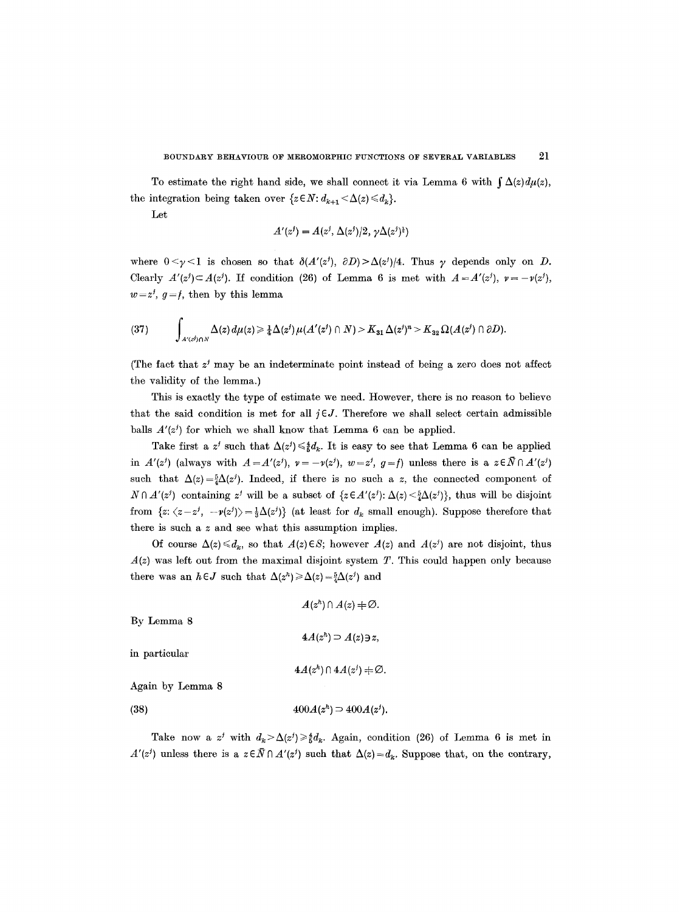To estimate the right hand side, we shall connect it via Lemma 6 with $\int \Delta(z)\,d\mu(z)$, the integration being taken over $\{z \in N: d_{k+1} < \Delta(z) \leqslant d_k\}$.

Let

$$A'(z^j) = A(z^j, \Delta(z^j)/2, \gamma\Delta(z^j)^{\frac{1}{2}})$$

where $0 < \gamma < 1$ is chosen so that $\delta(A'(z^j), \partial D) > \Delta(z^j)/4$. Thus $\gamma$ depends only on $D$. Clearly $A'(z^j) \subset A(z^j)$. If condition (26) of Lemma 6 is met with $A = A'(z^j)$, $\nu = -\nu(z^j)$, $w = z^j$, $g = f$, then by this lemma

$$\int_{A'(z^j) \cap N} \Delta(z)\,d\mu(z) \geqslant \tfrac{1}{4}\Delta(z^j)\mu(A'(z^j) \cap N) > K_{31}\Delta(z^j)^n > K_{32}\,\Omega(A(z^j) \cap \partial D). \tag{37}$$

(The fact that $z^j$ may be an indeterminate point instead of being a zero does not affect the validity of the lemma.)

This is exactly the type of estimate we need. However, there is no reason to believe that the said condition is met for all $j \in J$. Therefore we shall select certain admissible balls $A'(z^j)$ for which we shall know that Lemma 6 can be applied.

Take first a $z^j$ such that $\Delta(z^j) \leqslant \frac{4}{5}d_k$. It is easy to see that Lemma 6 can be applied in $A'(z^j)$ (always with $A = A'(z^j)$, $\nu = -\nu(z^j)$, $w = z^j$, $g = f$) unless there is a $z \in \bar{N} \cap A'(z^j)$ such that $\Delta(z) = \frac{5}{4}\Delta(z^j)$. Indeed, if there is no such a $z$, the connected component of $N \cap A'(z^j)$ containing $z^j$ will be a subset of $\{z \in A'(z^j): \Delta(z) < \frac{5}{4}\Delta(z^j)\}$, thus will be disjoint from $\{z: \langle z - z^j, -\nu(z^j)\rangle = \frac{1}{2}\Delta(z^j)\}$ (at least for $d_k$ small enough). Suppose therefore that there is such a $z$ and see what this assumption implies.

Of course $\Delta(z) \leqslant d_k$, so that $A(z) \in S$; however $A(z)$ and $A(z^j)$ are not disjoint, thus $A(z)$ was left out from the maximal disjoint system $T$. This could happen only because there was an $h \in J$ such that $\Delta(z^h) \geqslant \Delta(z) = \frac{5}{4}\Delta(z^j)$ and

$$A(z^h) \cap A(z) \neq \emptyset.$$

By Lemma 8

$$4A(z^h) \supset A(z) \ni z,$$

in particular

$$4A(z^h) \cap 4A(z^j) \neq \emptyset.$$

Again by Lemma 8

$$400A(z^h) \supset 400A(z^j). \tag{38}$$

Take now a $z^j$ with $d_k > \Delta(z^j) \geqslant \frac{4}{5}d_k$. Again, condition (26) of Lemma 6 is met in $A'(z^j)$ unless there is a $z \in \bar{N} \cap A'(z^j)$ such that $\Delta(z) = d_k$. Suppose that, on the contrary,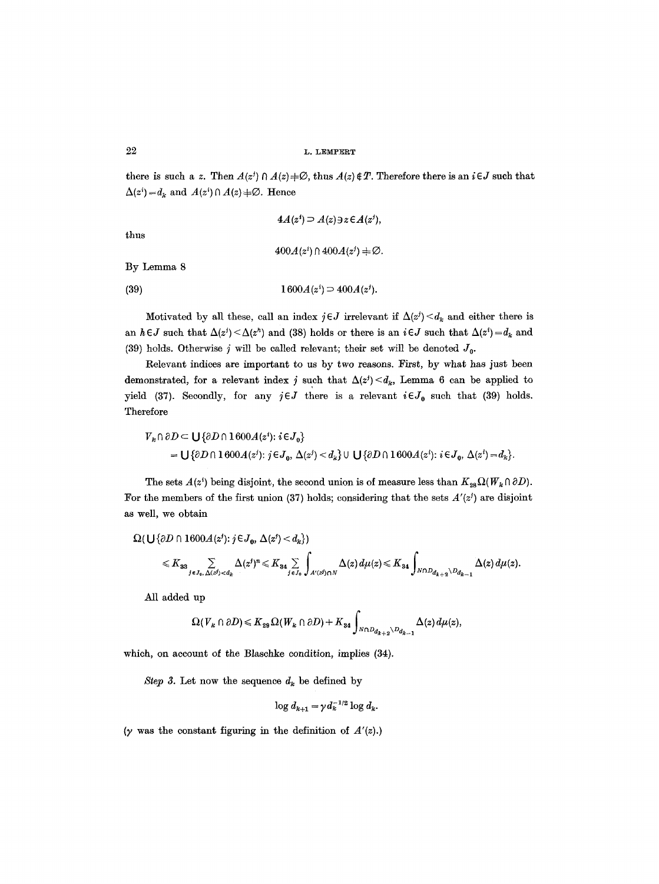there is such a $z$. Then $A(z^j) \cap A(z) \neq \emptyset$, thus $A(z) \notin T$. Therefore there is an $i \in J$ such that $\Delta(z^i) = d_k$ and $A(z^i) \cap A(z) \neq \emptyset$. Hence

$$4A(z^i) \supset A(z) \ni z \in A(z^j),$$

thus

$$400A(z^i) \cap 400A(z^j) \neq \emptyset.$$

By Lemma 8

$$1600A(z^i) \supset 400A(z^j). \tag{39}$$

Motivated by all these, call an index $j \in J$ irrelevant if $\Delta(z^j) < d_k$ and either there is an $h \in J$ such that $\Delta(z^j) < \Delta(z^h)$ and (38) holds or there is an $i \in J$ such that $\Delta(z^i) = d_k$ and (39) holds. Otherwise $j$ will be called relevant; their set will be denoted $J_0$.

Relevant indices are important to us by two reasons. First, by what has just been demonstrated, for a relevant index $j$ such that $\Delta(z^j) < d_k$, Lemma 6 can be applied to yield (37). Secondly, for any $j \in J$ there is a relevant $i \in J_0$ such that (39) holds. Therefore

$$\begin{aligned} V_k \cap \partial D &\subset \bigcup \{\partial D \cap 1600A(z^i) : i \in J_0\} \\ &= \bigcup \{\partial D \cap 1600A(z^j) : j \in J_0,\ \Delta(z^j) < d_k\} \cup \bigcup \{\partial D \cap 1600A(z^i) : i \in J_0,\ \Delta(z^i) = d_k\}. \end{aligned}$$

The sets $A(z^i)$ being disjoint, the second union is of measure less than $K_{28}\Omega(W_k \cap \partial D)$. For the members of the first union (37) holds; considering that the sets $A'(z^j)$ are disjoint as well, we obtain

$$\begin{aligned} &\Omega(\bigcup \{\partial D \cap 1600A(z^j) : j \in J_0,\ \Delta(z^j) < d_k\}) \\ &\leqslant K_{33} \sum_{j \in J_0,\, \Delta(z^j) < d_k} \Delta(z^j)^n \leqslant K_{34} \sum_{j \in J_0} \int_{A'(z^j) \cap N} \Delta(z)\, d\mu(z) \leqslant K_{34} \int_{N \cap D_{d_{k+2}} \setminus D_{d_{k-1}}} \Delta(z)\, d\mu(z). \end{aligned}$$

All added up

$$\Omega(V_k \cap \partial D) \leqslant K_{29}\Omega(W_k \cap \partial D) + K_{34} \int_{N \cap D_{d_{k+2}} \setminus D_{d_{k-1}}} \Delta(z)\, d\mu(z),$$

which, on account of the Blaschke condition, implies (34).

*Step 3.* Let now the sequence $d_k$ be defined by

$$\log d_{k+1} = \gamma d_k^{-1/2} \log d_k.$$

($\gamma$ was the constant figuring in the definition of $A'(z)$.)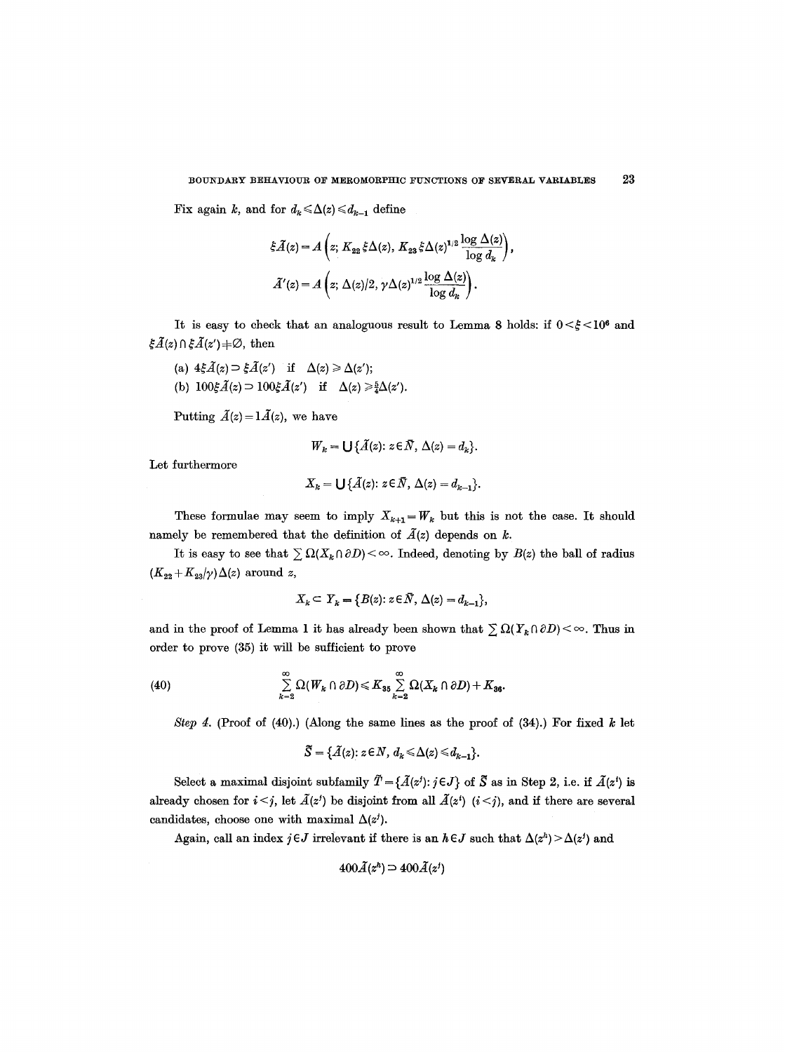Fix again $k$, and for $d_k \leqslant \Delta(z) \leqslant d_{k-1}$ define

$$\xi \tilde{A}(z) = A\left(z;\, K_{22}\,\xi\Delta(z),\, K_{23}\,\xi\Delta(z)^{1/2}\frac{\log \Delta(z)}{\log d_k}\right),$$

$$\tilde{A}'(z) = A\left(z;\, \Delta(z)/2,\, \gamma\Delta(z)^{1/2}\frac{\log \Delta(z)}{\log d_k}\right).$$

It is easy to check that an analoguous result to Lemma 8 holds: if $0 < \xi < 10^6$ and $\xi\tilde{A}(z) \cap \xi\tilde{A}(z') \neq \varnothing$, then

(a) $4\xi\tilde{A}(z) \supset \xi\tilde{A}(z')$ if $\Delta(z) \geqslant \Delta(z')$;

(b) $100\xi\tilde{A}(z) \supset 100\xi\tilde{A}(z')$ if $\Delta(z) \geqslant \frac{5}{4}\Delta(z')$.

Putting $\tilde{A}(z) = 1\tilde{A}(z)$, we have

$$W_k = \bigcup\{\tilde{A}(z) \colon z \in \bar{N},\ \Delta(z) = d_k\}.$$

Let furthermore

$$X_k = \bigcup\{\tilde{A}(z) \colon z \in \bar{N},\ \Delta(z) = d_{k-1}\}.$$

These formulae may seem to imply $X_{k+1} = W_k$ but this is not the case. It should namely be remembered that the definition of $\tilde{A}(z)$ depends on $k$.

It is easy to see that $\sum \Omega(X_k \cap \partial D) < \infty$. Indeed, denoting by $B(z)$ the ball of radius $(K_{22} + K_{23}/\gamma)\Delta(z)$ around $z$,

$$X_k \subset Y_k = \{B(z) \colon z \in \bar{N},\ \Delta(z) = d_{k-1}\},$$

and in the proof of Lemma 1 it has already been shown that $\sum \Omega(Y_k \cap \partial D) < \infty$. Thus in order to prove (35) it will be sufficient to prove

$$\sum_{k=2}^{\infty} \Omega(W_k \cap \partial D) \leqslant K_{35} \sum_{k=2}^{\infty} \Omega(X_k \cap \partial D) + K_{36}. \tag{40}$$

*Step 4.* (Proof of (40).) (Along the same lines as the proof of (34).) For fixed $k$ let

$$\tilde{S} = \{\tilde{A}(z) \colon z \in N,\ d_k \leqslant \Delta(z) \leqslant d_{k-1}\}.$$

Select a maximal disjoint subfamily $\tilde{T} = \{\tilde{A}(z^j) \colon j \in J\}$ of $\tilde{S}$ as in Step 2, i.e. if $\tilde{A}(z^i)$ is already chosen for $i < j$, let $\tilde{A}(z^j)$ be disjoint from all $\tilde{A}(z^i)$ $(i < j)$, and if there are several candidates, choose one with maximal $\Delta(z^j)$.

Again, call an index $j \in J$ irrelevant if there is an $h \in J$ such that $\Delta(z^h) > \Delta(z^j)$ and

$$400\tilde{A}(z^h) \supset 400\tilde{A}(z^j)$$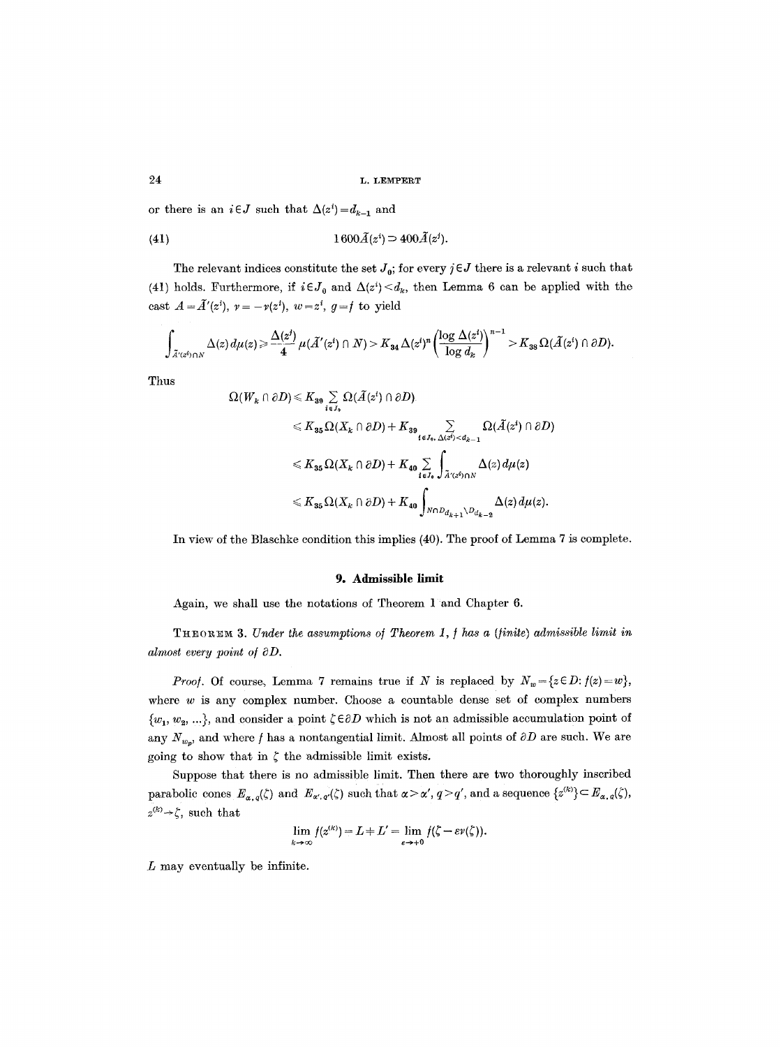or there is an $i \in J$ such that $\Delta(z^i) = d_{k-1}$ and

$$1600\tilde{A}(z^i) \supset 400\tilde{A}(z^j). \tag{41}$$

The relevant indices constitute the set $J_0$; for every $j \in J$ there is a relevant $i$ such that (41) holds. Furthermore, if $i \in J_0$ and $\Delta(z^i) < d_k$, then Lemma 6 can be applied with the cast $A = \tilde{A}'(z^i)$, $\nu = -\nu(z^i)$, $w = z^i$, $g = f$ to yield

$$\int_{\tilde{A}'(z^i) \cap N} \Delta(z)\, d\mu(z) \geqslant \frac{\Delta(z^i)}{4} \mu(\tilde{A}'(z^i) \cap N) > K_{34} \Delta(z^i)^n \left(\frac{\log \Delta(z^i)}{\log d_k}\right)^{n-1} > K_{38} \Omega(\tilde{A}(z^i) \cap \partial D).$$

Thus

$$\begin{aligned}
\Omega(W_k \cap \partial D) &\leqslant K_{39} \sum_{i \in J_0} \Omega(\tilde{A}(z^i) \cap \partial D) \\
&\leqslant K_{35} \Omega(X_k \cap \partial D) + K_{39} \sum_{i \in J_0,\, \Delta(z^i) < d_{k-1}} \Omega(\tilde{A}(z^i) \cap \partial D) \\
&\leqslant K_{35} \Omega(X_k \cap \partial D) + K_{40} \sum_{i \in J_0} \int_{\tilde{A}'(z^i) \cap N} \Delta(z)\, d\mu(z) \\
&\leqslant K_{35} \Omega(X_k \cap \partial D) + K_{40} \int_{N \cap D_{d_{k+1}} \setminus D_{d_{k-2}}} \Delta(z)\, d\mu(z).
\end{aligned}$$

In view of the Blaschke condition this implies (40). The proof of Lemma 7 is complete.

## 9. Admissible limit

Again, we shall use the notations of Theorem 1 and Chapter 6.

THEOREM 3. *Under the assumptions of Theorem 1, $f$ has a (finite) admissible limit in almost every point of $\partial D$.*

*Proof.* Of course, Lemma 7 remains true if $N$ is replaced by $N_w = \{z \in D : f(z) = w\}$, where $w$ is any complex number. Choose a countable dense set of complex numbers $\{w_1, w_2, \ldots\}$, and consider a point $\zeta \in \partial D$ which is not an admissible accumulation point of any $N_{w_p}$, and where $f$ has a nontangential limit. Almost all points of $\partial D$ are such. We are going to show that in $\zeta$ the admissible limit exists.

Suppose that there is no admissible limit. Then there are two thoroughly inscribed parabolic cones $E_{\alpha,q}(\zeta)$ and $E_{\alpha',q'}(\zeta)$ such that $\alpha > \alpha'$, $q > q'$, and a sequence $\{z^{(k)}\} \subset E_{\alpha,q}(\zeta)$, $z^{(k)} \to \zeta$, such that

$$\lim_{k \to \infty} f(z^{(k)}) = L \neq L' = \lim_{\varepsilon \to +0} f(\zeta - \varepsilon \nu(\zeta)).$$

$L$ may eventually be infinite.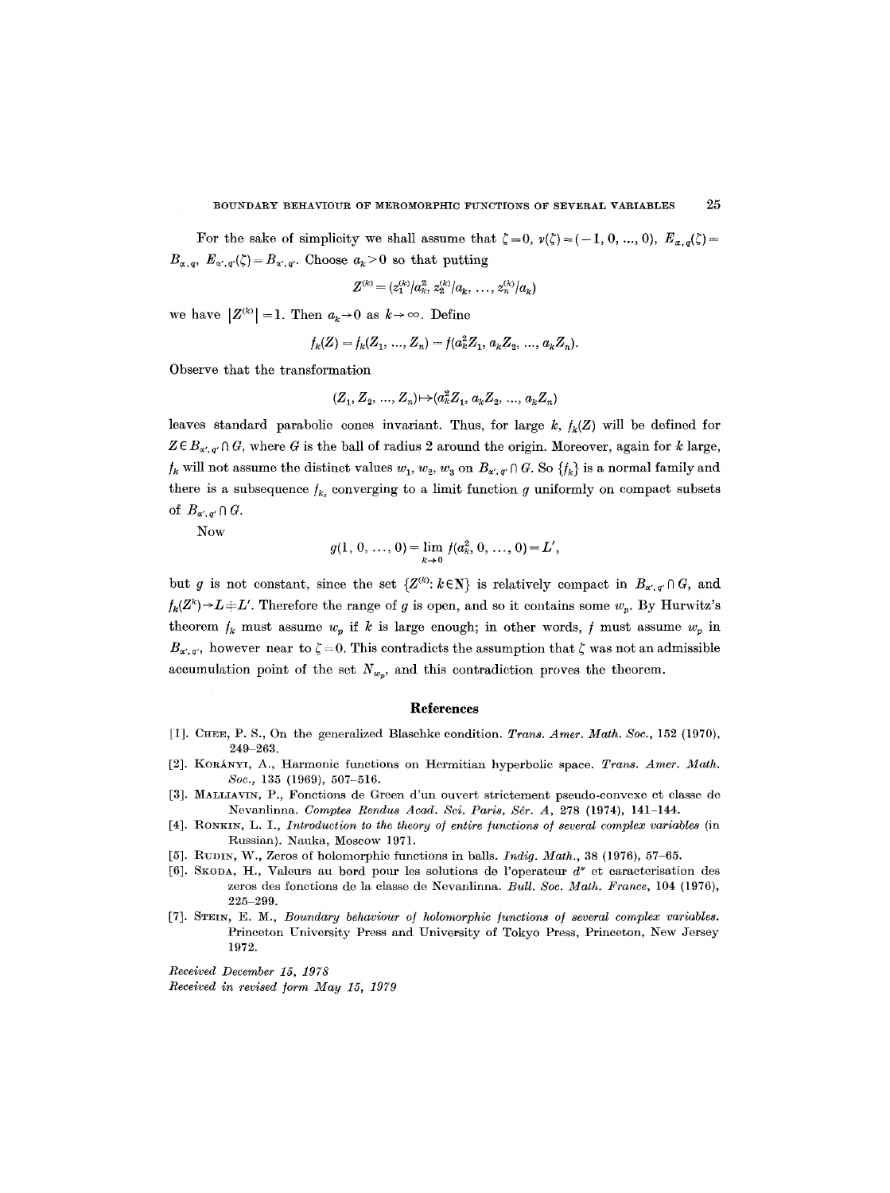For the sake of simplicity we shall assume that $\zeta=0$, $\nu(\zeta)=(-1, 0, ..., 0)$, $E_{\alpha,q}(\zeta)=B_{\alpha,q}$, $E_{\alpha',q'}(\zeta)=B_{\alpha',q'}$. Choose $a_k>0$ so that putting

$$Z^{(k)}=(z_1^{(k)}/a_k^2, z_2^{(k)}/a_k, ..., z_n^{(k)}/a_k)$$

we have $|Z^{(k)}|=1$. Then $a_k\to 0$ as $k\to\infty$. Define

$$f_k(Z)=f_k(Z_1, ..., Z_n)=f(a_k^2Z_1, a_kZ_2, ..., a_kZ_n).$$

Observe that the transformation

$$(Z_1, Z_2, ..., Z_n)\mapsto(a_k^2Z_1, a_kZ_2, ..., a_kZ_n)$$

leaves standard parabolic cones invariant. Thus, for large $k$, $f_k(Z)$ will be defined for $Z\in B_{\alpha',q'}\cap G$, where $G$ is the ball of radius 2 around the origin. Moreover, again for $k$ large, $f_k$ will not assume the distinct values $w_1$, $w_2$, $w_3$ on $B_{\alpha',q'}\cap G$. So $\{f_k\}$ is a normal family and there is a subsequence $f_{k_s}$ converging to a limit function $g$ uniformly on compact subsets of $B_{\alpha',q'}\cap G$.

Now

$$g(1, 0, ..., 0)=\lim_{k\to 0} f(a_k^2, 0, ..., 0)=L',$$

but $g$ is not constant, since the set $\{Z^{(k)}: k\in\mathbf{N}\}$ is relatively compact in $B_{\alpha',q'}\cap G$, and $f_k(Z^k)\to L\neq L'$. Therefore the range of $g$ is open, and so it contains some $w_p$. By Hurwitz's theorem $f_k$ must assume $w_p$ if $k$ is large enough; in other words, $f$ must assume $w_p$ in $B_{\alpha',q'}$, however near to $\zeta=0$. This contradicts the assumption that $\zeta$ was not an admissible accumulation point of the set $N_{w_p}$, and this contradiction proves the theorem.

## References

[1]. Chee, P. S., On the generalized Blaschke condition. *Trans. Amer. Math. Soc.*, 152 (1970), 249–263.

[2]. Korányi, A., Harmonic functions on Hermitian hyperbolic space. *Trans. Amer. Math. Soc.*, 135 (1969), 507–516.

[3]. Malliavin, P., Fonctions de Green d'un ouvert strictement pseudo-convexe et classe de Nevanlinna. *Comptes Rendus Acad. Sci. Paris, Sér. A*, 278 (1974), 141–144.

[4]. Ronkin, L. I., *Introduction to the theory of entire functions of several complex variables* (in Russian). Nauka, Moscow 1971.

[5]. Rudin, W., Zeros of holomorphic functions in balls. *Indig. Math.*, 38 (1976), 57–65.

[6]. Skoda, H., Valeurs au bord pour les solutions de l'operateur $d''$ et caracterisation des zeros des fonctions de la classe de Nevanlinna. *Bull. Soc. Math. France*, 104 (1976), 225–299.

[7]. Stein, E. M., *Boundary behaviour of holomorphic functions of several complex variables.* Princeton University Press and University of Tokyo Press, Princeton, New Jersey 1972.

*Received December 15, 1978*
*Received in revised form May 15, 1979*